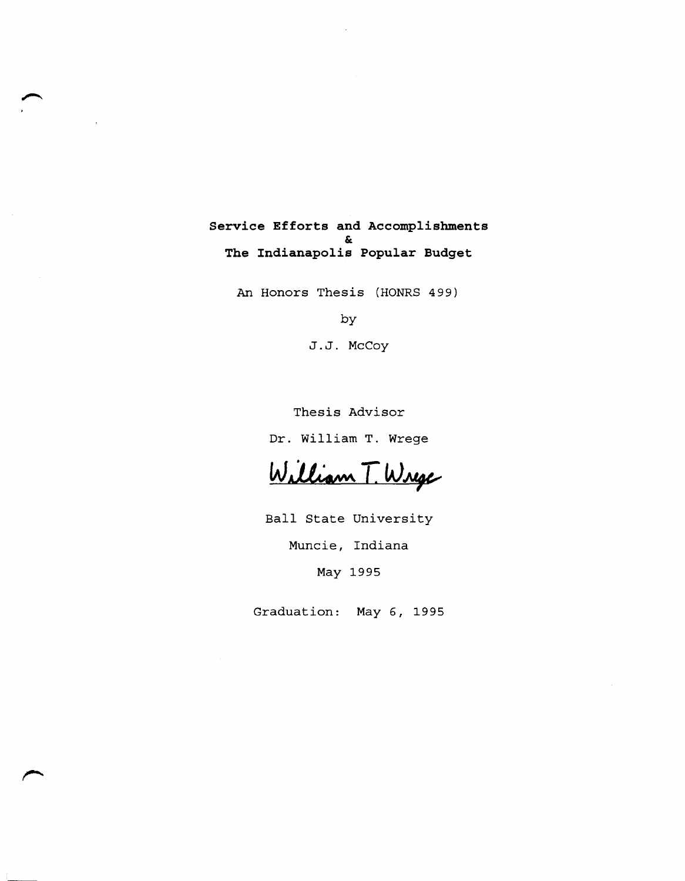# Service Efforts and Accomplishments & The Indianapolis Popular Budget

An Honors Thesis (HONRS 499)

by

J.J. McCoy

Thesis Advisor

Dr. William T. Wrege

William T. Wrege

Ball State University

Muncie, Indiana

May 1995

Graduation: May 6, 1995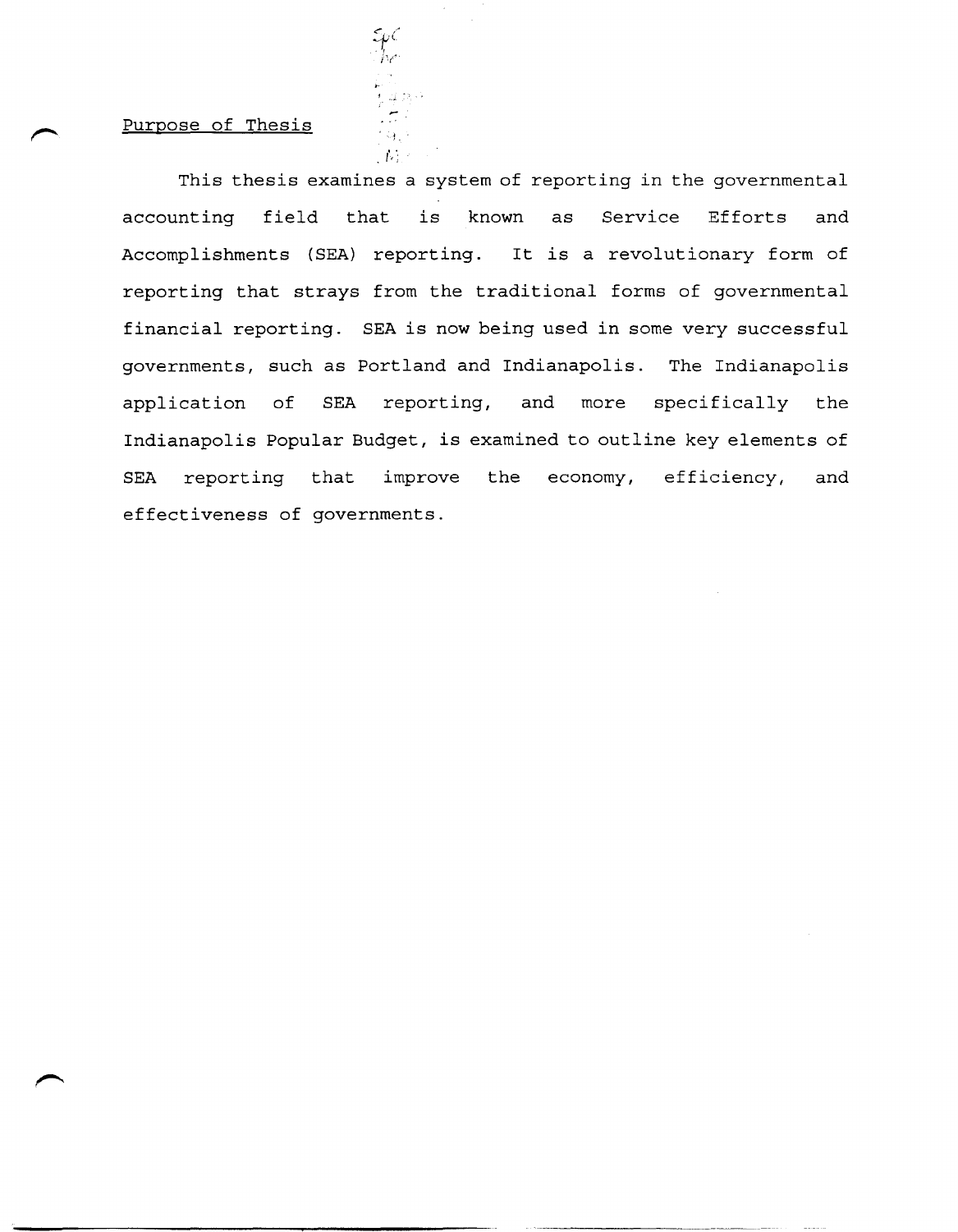## Purpose of Thesis

This thesis examines a system of reporting in the governmental accounting field that is known as Service Efforts and Accomplishments (SEA) reporting. It is a revolutionary form of reporting that strays from the traditional forms of governmental financial reporting. SEA is now being used in some very successful governments, such as Portland and Indianapolis. The Indianapolis application of SEA reporting, and more specifically the Indianapolis Popular Budget, is examined to outline key elements of SEA reporting that improve the economy, efficiency, and effectiveness of governments.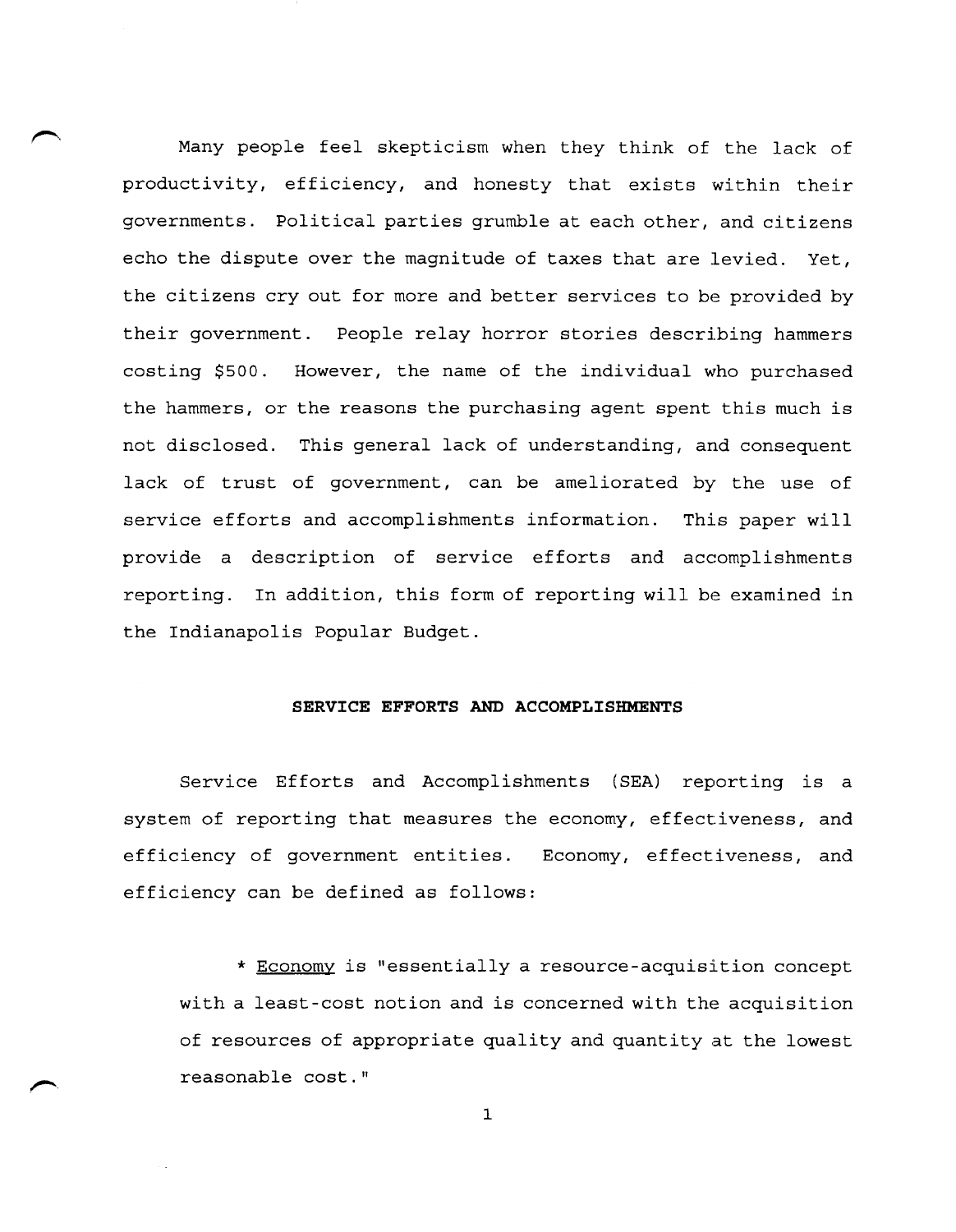Many people feel skepticism when they think of the lack of productivity, efficiency, and honesty that exists within their governments. Political parties grumble at each other, and citizens echo the dispute over the magnitude of taxes that are levied. Yet, the citizens cry out for more and better services to be provided by their government. People relay horror stories describing hammers costing $500. However, the name of the individual who purchased the hammers, or the reasons the purchasing agent spent this much is not disclosed. This general lack of understanding, and consequent lack of trust of government, can be ameliorated by the use of service efforts and accomplishments information. This paper will provide a description of service efforts and accomplishments reporting. In addition, this form of reporting will be examined in the Indianapolis Popular Budget.

## SERVICE EFFORTS AND ACCOMPLISHMENTS

Service Efforts and Accomplishments (SEA) reporting is a system of reporting that measures the economy, effectiveness, and efficiency of government entities. Economy, effectiveness, and efficiency can be defined as follows:

* <u>Economy</u> is "essentially a resource-acquisition concept with a least-cost notion and is concerned with the acquisition of resources of appropriate quality and quantity at the lowest reasonable cost."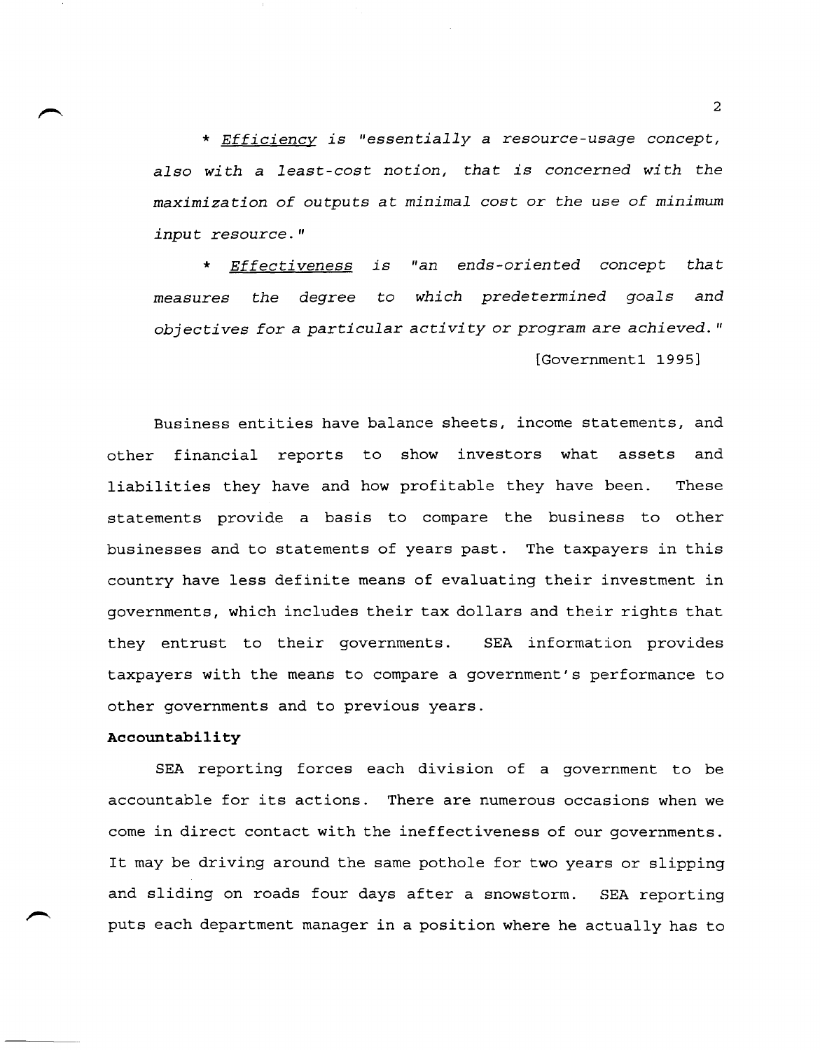* _Efficiency_ is *"essentially a resource-usage concept, also with a least-cost notion, that is concerned with the maximization of outputs at minimal cost or the use of minimum input resource."*

* _Effectiveness_ is *"an ends-oriented concept that measures the degree to which predetermined goals and objectives for a particular activity or program are achieved."*

[Government1 1995]

Business entities have balance sheets, income statements, and other financial reports to show investors what assets and liabilities they have and how profitable they have been. These statements provide a basis to compare the business to other businesses and to statements of years past. The taxpayers in this country have less definite means of evaluating their investment in governments, which includes their tax dollars and their rights that they entrust to their governments. SEA information provides taxpayers with the means to compare a government's performance to other governments and to previous years.

**Accountability**

SEA reporting forces each division of a government to be accountable for its actions. There are numerous occasions when we come in direct contact with the ineffectiveness of our governments. It may be driving around the same pothole for two years or slipping and sliding on roads four days after a snowstorm. SEA reporting puts each department manager in a position where he actually has to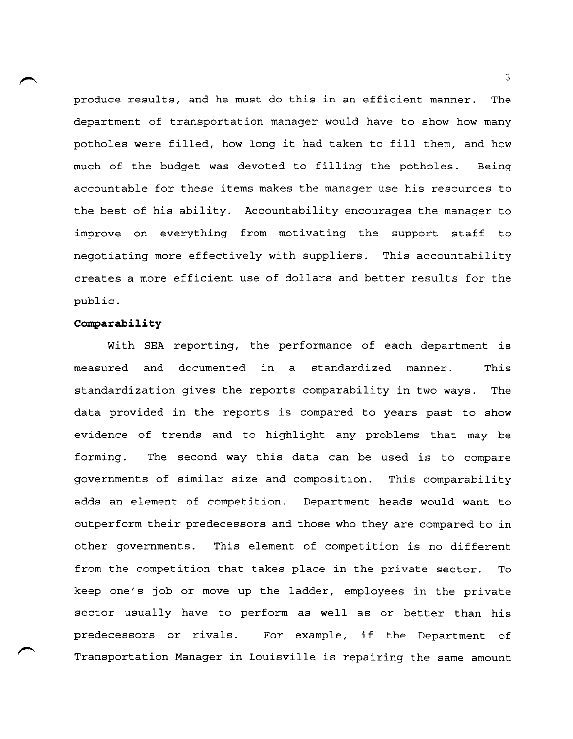produce results, and he must do this in an efficient manner. The department of transportation manager would have to show how many potholes were filled, how long it had taken to fill them, and how much of the budget was devoted to filling the potholes. Being accountable for these items makes the manager use his resources to the best of his ability. Accountability encourages the manager to improve on everything from motivating the support staff to negotiating more effectively with suppliers. This accountability creates a more efficient use of dollars and better results for the public.

**Comparability**

With SEA reporting, the performance of each department is measured and documented in a standardized manner. This standardization gives the reports comparability in two ways. The data provided in the reports is compared to years past to show evidence of trends and to highlight any problems that may be forming. The second way this data can be used is to compare governments of similar size and composition. This comparability adds an element of competition. Department heads would want to outperform their predecessors and those who they are compared to in other governments. This element of competition is no different from the competition that takes place in the private sector. To keep one's job or move up the ladder, employees in the private sector usually have to perform as well as or better than his predecessors or rivals. For example, if the Department of Transportation Manager in Louisville is repairing the same amount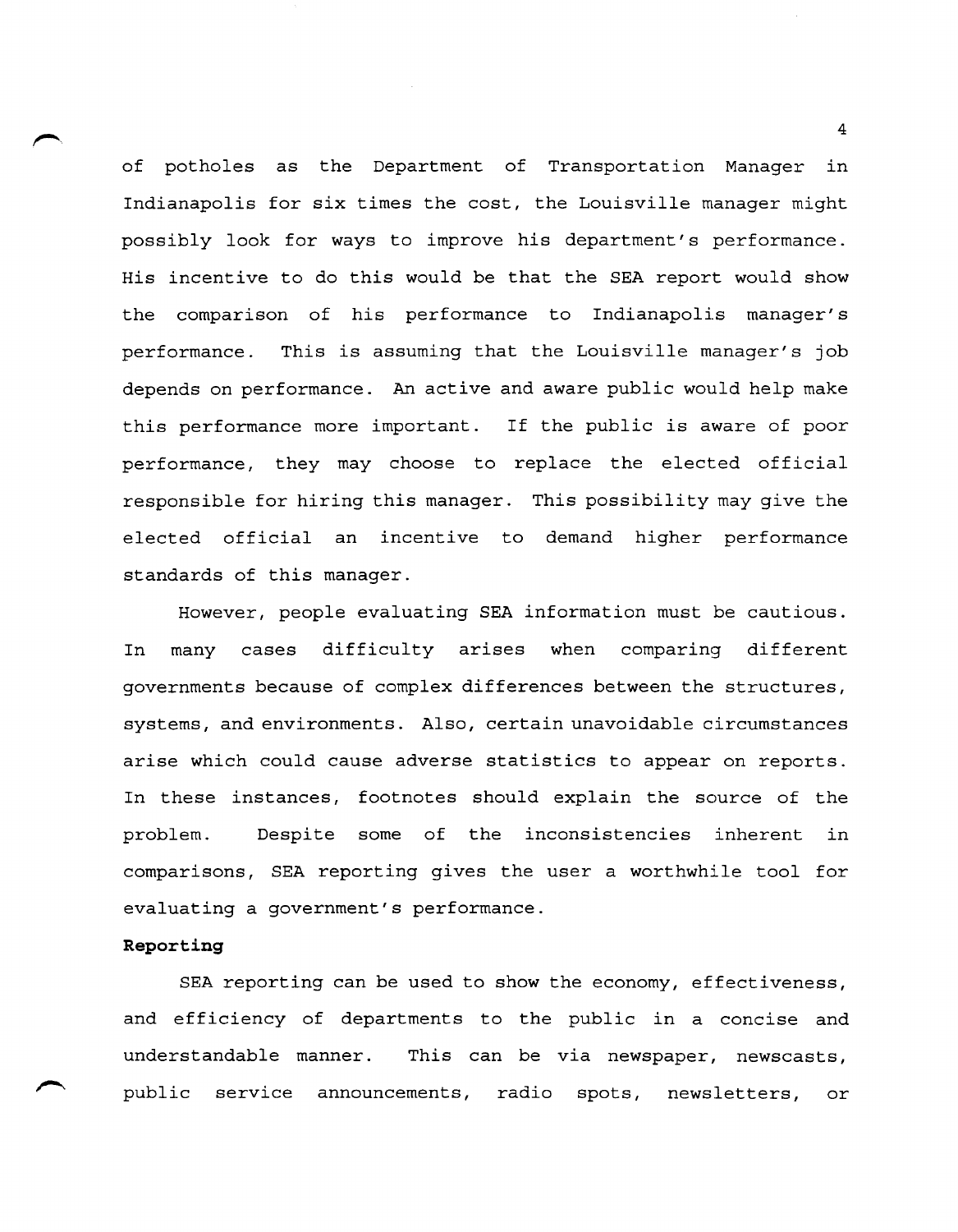of potholes as the Department of Transportation Manager in Indianapolis for six times the cost, the Louisville manager might possibly look for ways to improve his department's performance. His incentive to do this would be that the SEA report would show the comparison of his performance to Indianapolis manager's performance. This is assuming that the Louisville manager's job depends on performance. An active and aware public would help make this performance more important. If the public is aware of poor performance, they may choose to replace the elected official responsible for hiring this manager. This possibility may give the elected official an incentive to demand higher performance standards of this manager.

However, people evaluating SEA information must be cautious. In many cases difficulty arises when comparing different governments because of complex differences between the structures, systems, and environments. Also, certain unavoidable circumstances arise which could cause adverse statistics to appear on reports. In these instances, footnotes should explain the source of the problem. Despite some of the inconsistencies inherent in comparisons, SEA reporting gives the user a worthwhile tool for evaluating a government's performance.

**Reporting**

SEA reporting can be used to show the economy, effectiveness, and efficiency of departments to the public in a concise and understandable manner. This can be via newspaper, newscasts, public service announcements, radio spots, newsletters, or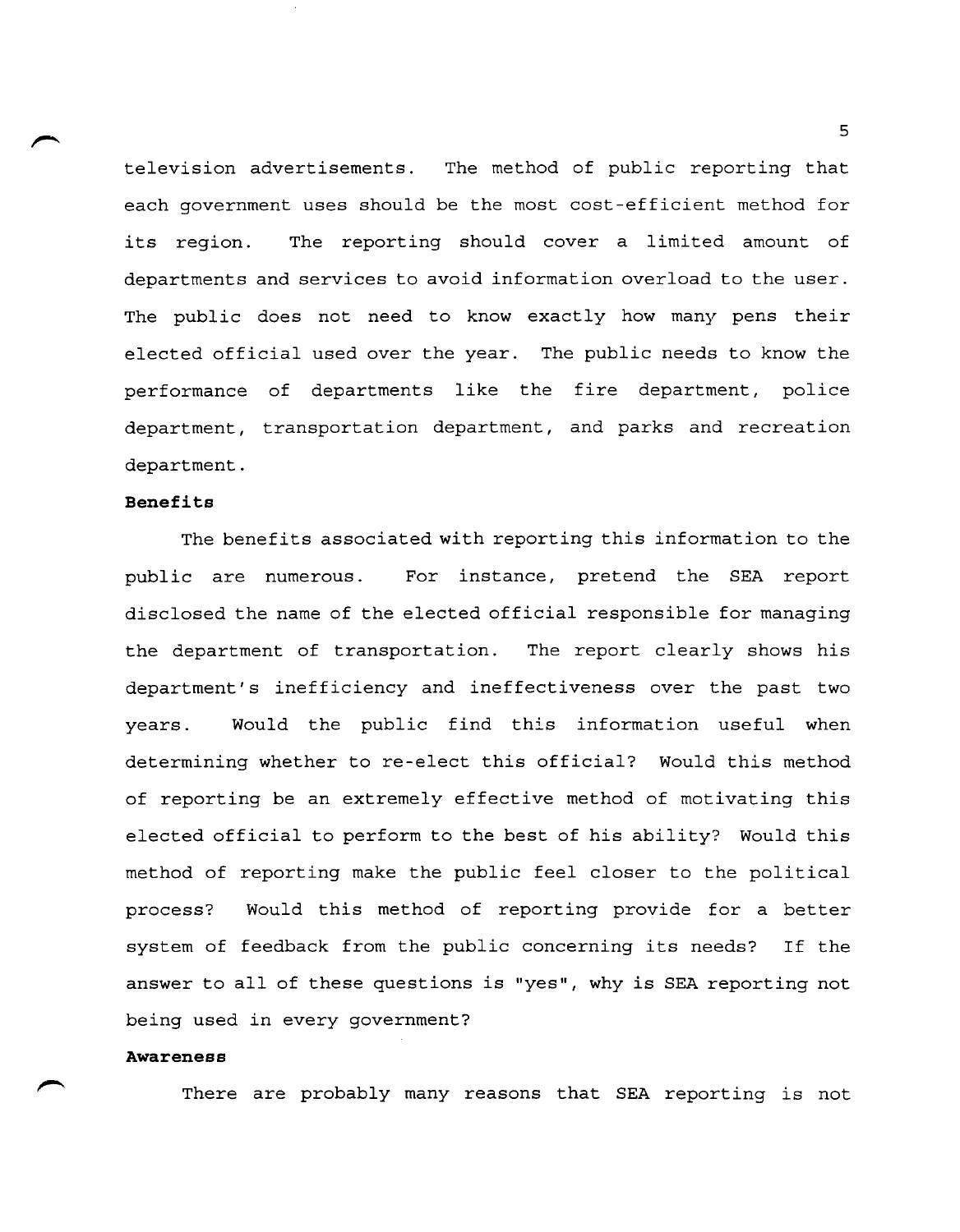television advertisements. The method of public reporting that each government uses should be the most cost-efficient method for its region. The reporting should cover a limited amount of departments and services to avoid information overload to the user. The public does not need to know exactly how many pens their elected official used over the year. The public needs to know the performance of departments like the fire department, police department, transportation department, and parks and recreation department.

**Benefits**

The benefits associated with reporting this information to the public are numerous. For instance, pretend the SEA report disclosed the name of the elected official responsible for managing the department of transportation. The report clearly shows his department's inefficiency and ineffectiveness over the past two years. Would the public find this information useful when determining whether to re-elect this official? Would this method of reporting be an extremely effective method of motivating this elected official to perform to the best of his ability? Would this method of reporting make the public feel closer to the political process? Would this method of reporting provide for a better system of feedback from the public concerning its needs? If the answer to all of these questions is "yes", why is SEA reporting not being used in every government?

**Awareness**

There are probably many reasons that SEA reporting is not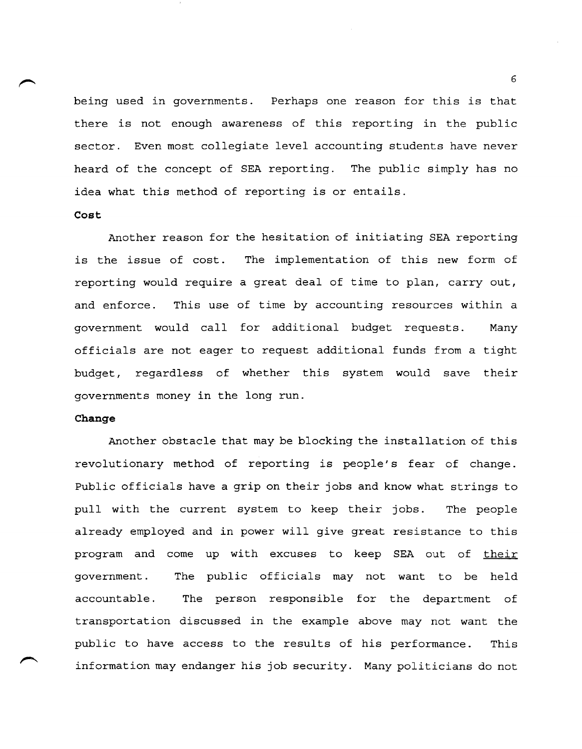being used in governments. Perhaps one reason for this is that there is not enough awareness of this reporting in the public sector. Even most collegiate level accounting students have never heard of the concept of SEA reporting. The public simply has no idea what this method of reporting is or entails.

**Cost**

Another reason for the hesitation of initiating SEA reporting is the issue of cost. The implementation of this new form of reporting would require a great deal of time to plan, carry out, and enforce. This use of time by accounting resources within a government would call for additional budget requests. Many officials are not eager to request additional funds from a tight budget, regardless of whether this system would save their governments money in the long run.

**Change**

Another obstacle that may be blocking the installation of this revolutionary method of reporting is people's fear of change. Public officials have a grip on their jobs and know what strings to pull with the current system to keep their jobs. The people already employed and in power will give great resistance to this program and come up with excuses to keep SEA out of <u>their</u> government. The public officials may not want to be held accountable. The person responsible for the department of transportation discussed in the example above may not want the public to have access to the results of his performance. This information may endanger his job security. Many politicians do not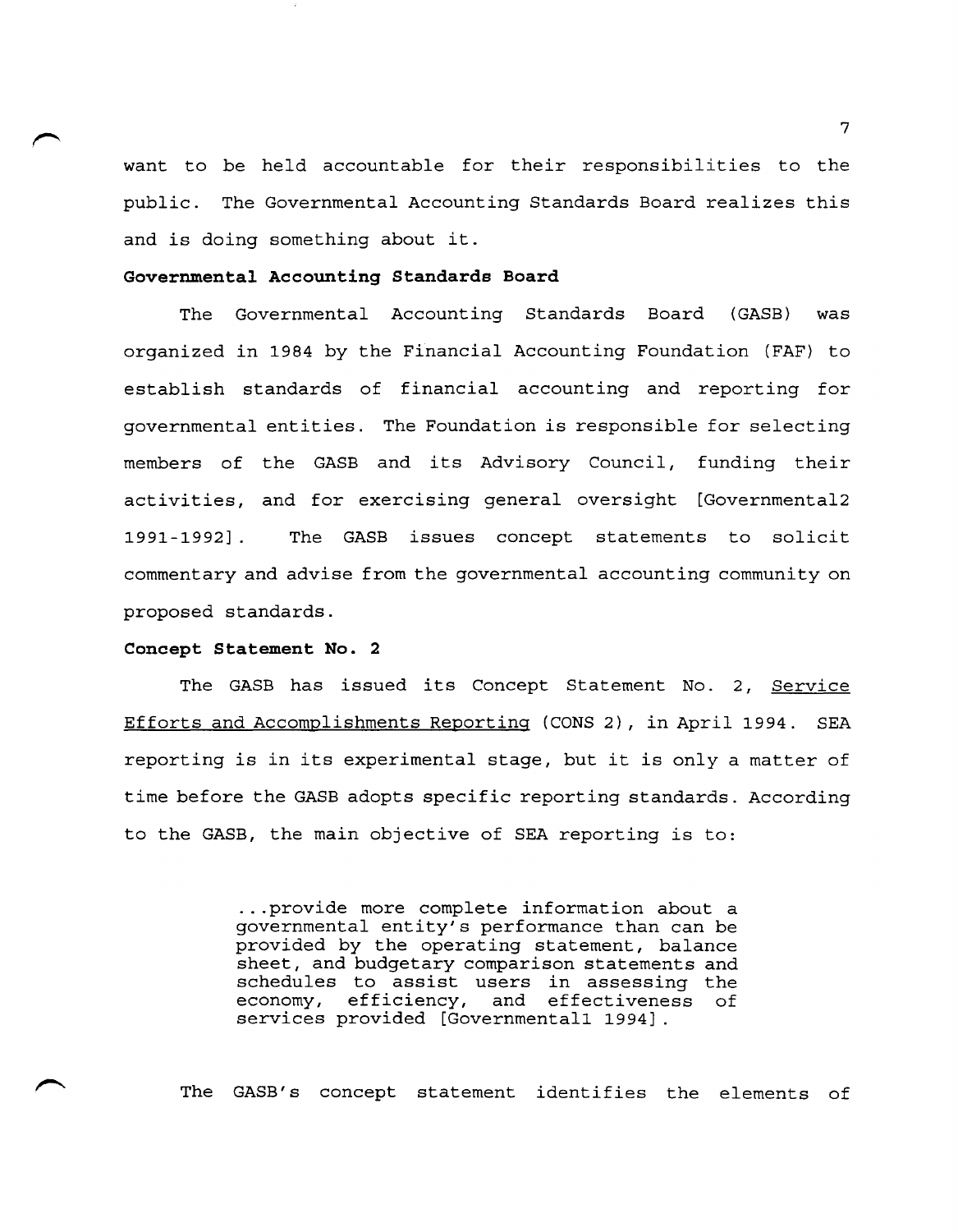want to be held accountable for their responsibilities to the public. The Governmental Accounting Standards Board realizes this and is doing something about it.

**Governmental Accounting Standards Board**

The Governmental Accounting Standards Board (GASB) was organized in 1984 by the Financial Accounting Foundation (FAF) to establish standards of financial accounting and reporting for governmental entities. The Foundation is responsible for selecting members of the GASB and its Advisory Council, funding their activities, and for exercising general oversight [Governmental2 1991-1992]. The GASB issues concept statements to solicit commentary and advise from the governmental accounting community on proposed standards.

**Concept Statement No. 2**

The GASB has issued its Concept Statement No. 2, Service Efforts and Accomplishments Reporting (CONS 2), in April 1994. SEA reporting is in its experimental stage, but it is only a matter of time before the GASB adopts specific reporting standards. According to the GASB, the main objective of SEA reporting is to:

> ...provide more complete information about a governmental entity's performance than can be provided by the operating statement, balance sheet, and budgetary comparison statements and schedules to assist users in assessing the economy, efficiency, and effectiveness of services provided [Governmental1 1994].

The GASB's concept statement identifies the elements of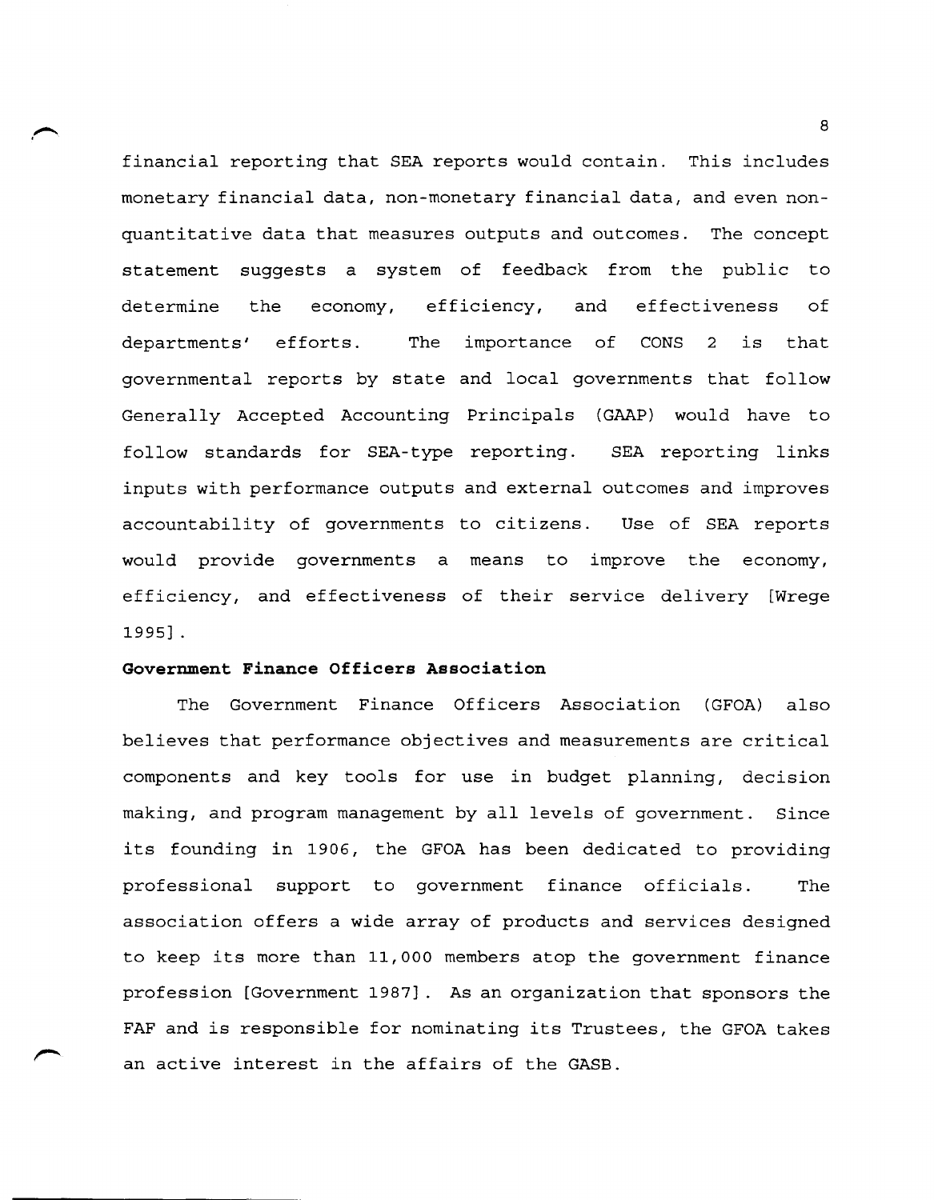financial reporting that SEA reports would contain. This includes monetary financial data, non-monetary financial data, and even non-quantitative data that measures outputs and outcomes. The concept statement suggests a system of feedback from the public to determine the economy, efficiency, and effectiveness of departments' efforts. The importance of CONS 2 is that governmental reports by state and local governments that follow Generally Accepted Accounting Principals (GAAP) would have to follow standards for SEA-type reporting. SEA reporting links inputs with performance outputs and external outcomes and improves accountability of governments to citizens. Use of SEA reports would provide governments a means to improve the economy, efficiency, and effectiveness of their service delivery [Wrege 1995].

**Government Finance Officers Association**

The Government Finance Officers Association (GFOA) also believes that performance objectives and measurements are critical components and key tools for use in budget planning, decision making, and program management by all levels of government. Since its founding in 1906, the GFOA has been dedicated to providing professional support to government finance officials. The association offers a wide array of products and services designed to keep its more than 11,000 members atop the government finance profession [Government 1987]. As an organization that sponsors the FAF and is responsible for nominating its Trustees, the GFOA takes an active interest in the affairs of the GASB.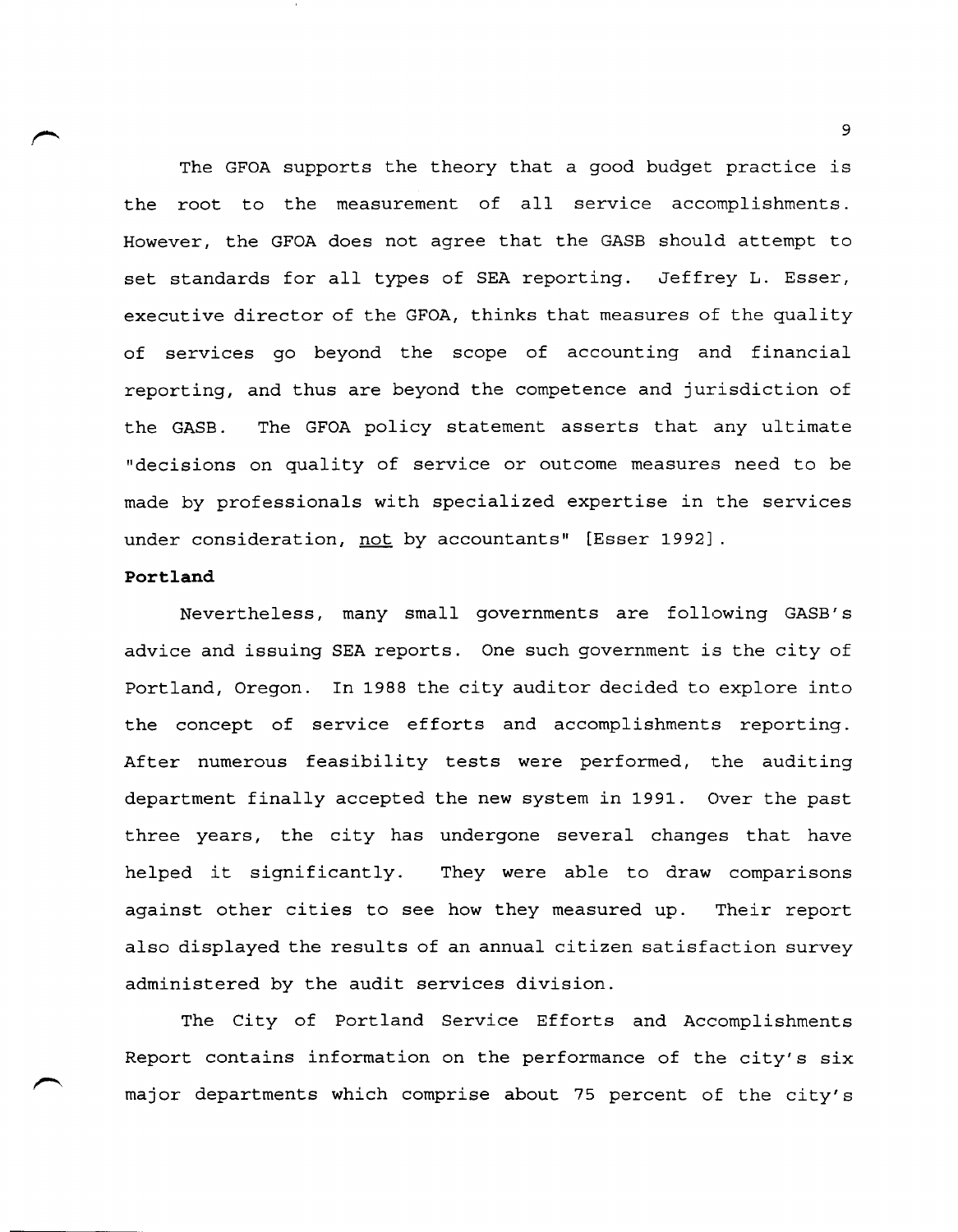The GFOA supports the theory that a good budget practice is the root to the measurement of all service accomplishments. However, the GFOA does not agree that the GASB should attempt to set standards for all types of SEA reporting. Jeffrey L. Esser, executive director of the GFOA, thinks that measures of the quality of services go beyond the scope of accounting and financial reporting, and thus are beyond the competence and jurisdiction of the GASB. The GFOA policy statement asserts that any ultimate "decisions on quality of service or outcome measures need to be made by professionals with specialized expertise in the services under consideration, not by accountants" [Esser 1992].

**Portland**

Nevertheless, many small governments are following GASB's advice and issuing SEA reports. One such government is the city of Portland, Oregon. In 1988 the city auditor decided to explore into the concept of service efforts and accomplishments reporting. After numerous feasibility tests were performed, the auditing department finally accepted the new system in 1991. Over the past three years, the city has undergone several changes that have helped it significantly. They were able to draw comparisons against other cities to see how they measured up. Their report also displayed the results of an annual citizen satisfaction survey administered by the audit services division.

The City of Portland Service Efforts and Accomplishments Report contains information on the performance of the city's six major departments which comprise about 75 percent of the city's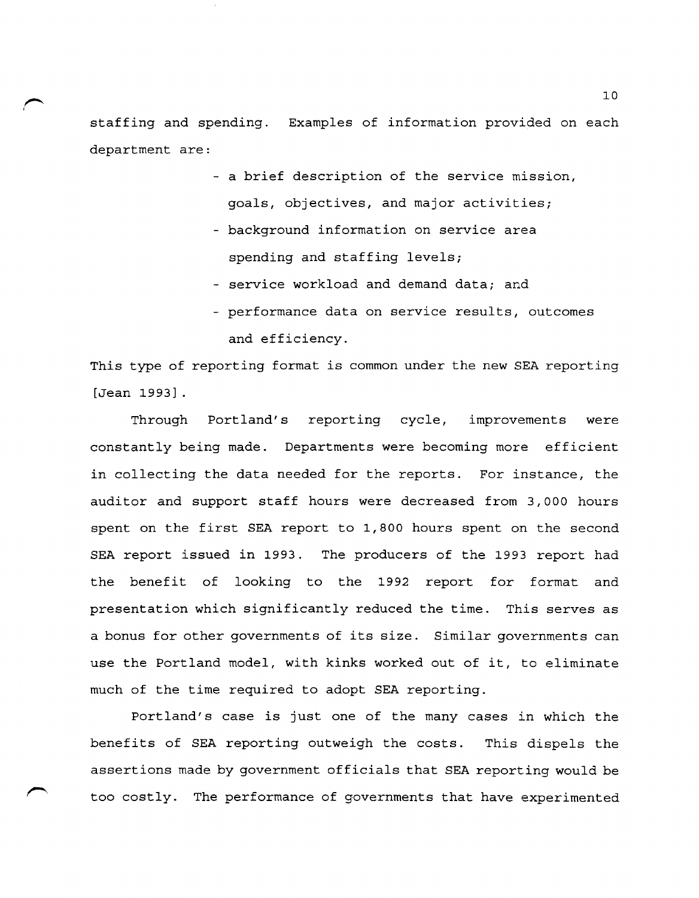staffing and spending. Examples of information provided on each department are:

- a brief description of the service mission, goals, objectives, and major activities;
- background information on service area spending and staffing levels;
- service workload and demand data; and
- performance data on service results, outcomes and efficiency.

This type of reporting format is common under the new SEA reporting [Jean 1993].

Through Portland's reporting cycle, improvements were constantly being made. Departments were becoming more efficient in collecting the data needed for the reports. For instance, the auditor and support staff hours were decreased from 3,000 hours spent on the first SEA report to 1,800 hours spent on the second SEA report issued in 1993. The producers of the 1993 report had the benefit of looking to the 1992 report for format and presentation which significantly reduced the time. This serves as a bonus for other governments of its size. Similar governments can use the Portland model, with kinks worked out of it, to eliminate much of the time required to adopt SEA reporting.

Portland's case is just one of the many cases in which the benefits of SEA reporting outweigh the costs. This dispels the assertions made by government officials that SEA reporting would be too costly. The performance of governments that have experimented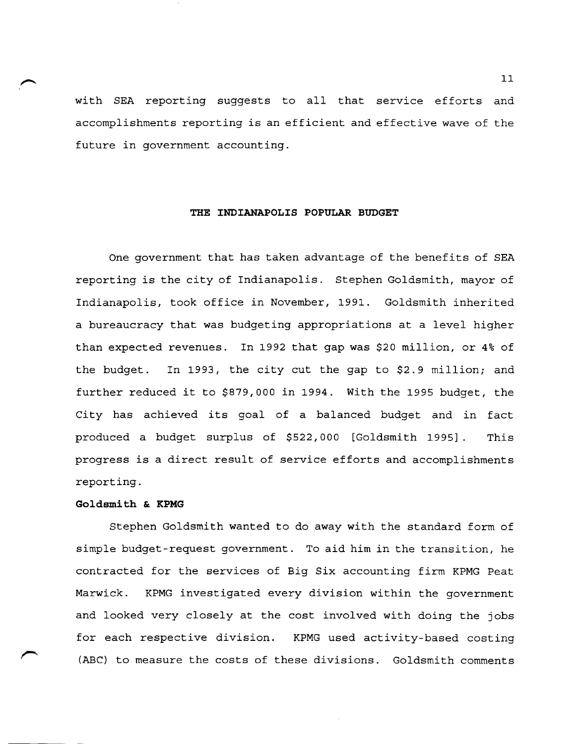with SEA reporting suggests to all that service efforts and accomplishments reporting is an efficient and effective wave of the future in government accounting.

## THE INDIANAPOLIS POPULAR BUDGET

One government that has taken advantage of the benefits of SEA reporting is the city of Indianapolis. Stephen Goldsmith, mayor of Indianapolis, took office in November, 1991. Goldsmith inherited a bureaucracy that was budgeting appropriations at a level higher than expected revenues. In 1992 that gap was $20 million, or 4% of the budget. In 1993, the city cut the gap to $2.9 million; and further reduced it to $879,000 in 1994. With the 1995 budget, the City has achieved its goal of a balanced budget and in fact produced a budget surplus of $522,000 [Goldsmith 1995]. This progress is a direct result of service efforts and accomplishments reporting.

### Goldsmith & KPMG

Stephen Goldsmith wanted to do away with the standard form of simple budget-request government. To aid him in the transition, he contracted for the services of Big Six accounting firm KPMG Peat Marwick. KPMG investigated every division within the government and looked very closely at the cost involved with doing the jobs for each respective division. KPMG used activity-based costing (ABC) to measure the costs of these divisions. Goldsmith comments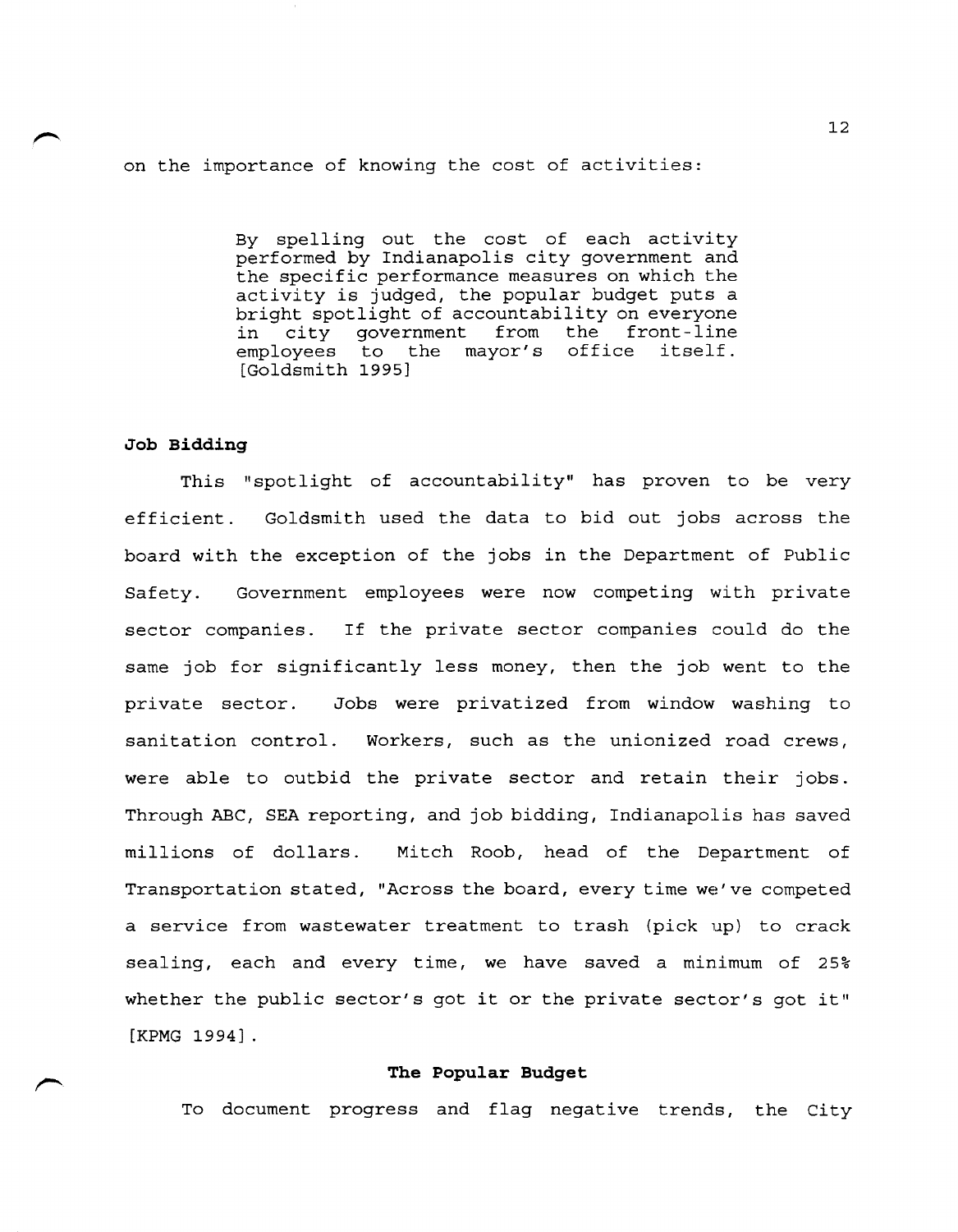on the importance of knowing the cost of activities:

> By spelling out the cost of each activity performed by Indianapolis city government and the specific performance measures on which the activity is judged, the popular budget puts a bright spotlight of accountability on everyone in city government from the front-line employees to the mayor's office itself. [Goldsmith 1995]

**Job Bidding**

This "spotlight of accountability" has proven to be very efficient. Goldsmith used the data to bid out jobs across the board with the exception of the jobs in the Department of Public Safety. Government employees were now competing with private sector companies. If the private sector companies could do the same job for significantly less money, then the job went to the private sector. Jobs were privatized from window washing to sanitation control. Workers, such as the unionized road crews, were able to outbid the private sector and retain their jobs. Through ABC, SEA reporting, and job bidding, Indianapolis has saved millions of dollars. Mitch Roob, head of the Department of Transportation stated, "Across the board, every time we've competed a service from wastewater treatment to trash (pick up) to crack sealing, each and every time, we have saved a minimum of 25% whether the public sector's got it or the private sector's got it" [KPMG 1994].

**The Popular Budget**

To document progress and flag negative trends, the City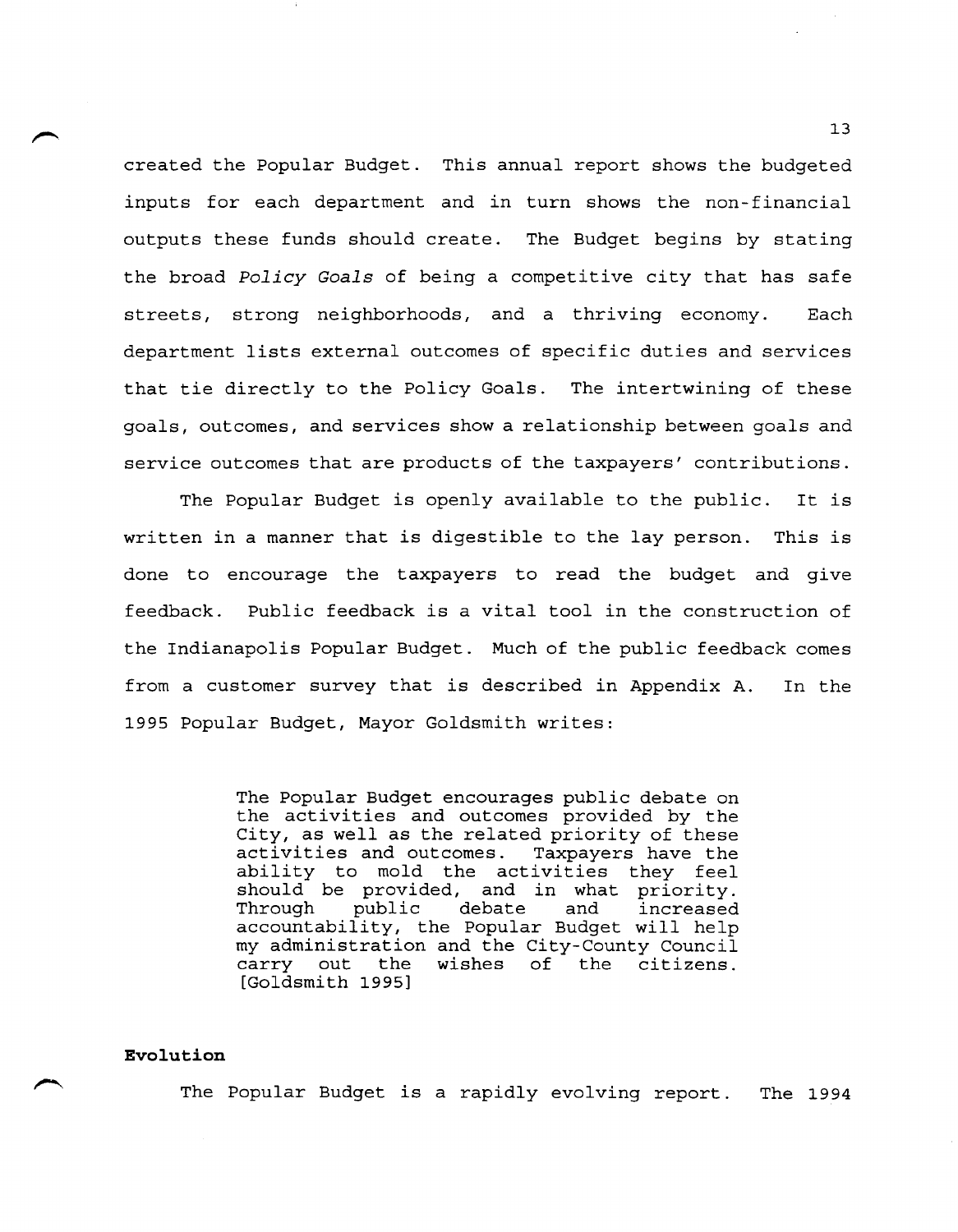created the Popular Budget. This annual report shows the budgeted inputs for each department and in turn shows the non-financial outputs these funds should create. The Budget begins by stating the broad *Policy Goals* of being a competitive city that has safe streets, strong neighborhoods, and a thriving economy. Each department lists external outcomes of specific duties and services that tie directly to the Policy Goals. The intertwining of these goals, outcomes, and services show a relationship between goals and service outcomes that are products of the taxpayers' contributions.

The Popular Budget is openly available to the public. It is written in a manner that is digestible to the lay person. This is done to encourage the taxpayers to read the budget and give feedback. Public feedback is a vital tool in the construction of the Indianapolis Popular Budget. Much of the public feedback comes from a customer survey that is described in Appendix A. In the 1995 Popular Budget, Mayor Goldsmith writes:

> The Popular Budget encourages public debate on the activities and outcomes provided by the City, as well as the related priority of these activities and outcomes. Taxpayers have the ability to mold the activities they feel should be provided, and in what priority. Through public debate and increased accountability, the Popular Budget will help my administration and the City-County Council carry out the wishes of the citizens. [Goldsmith 1995]

**Evolution**

The Popular Budget is a rapidly evolving report. The 1994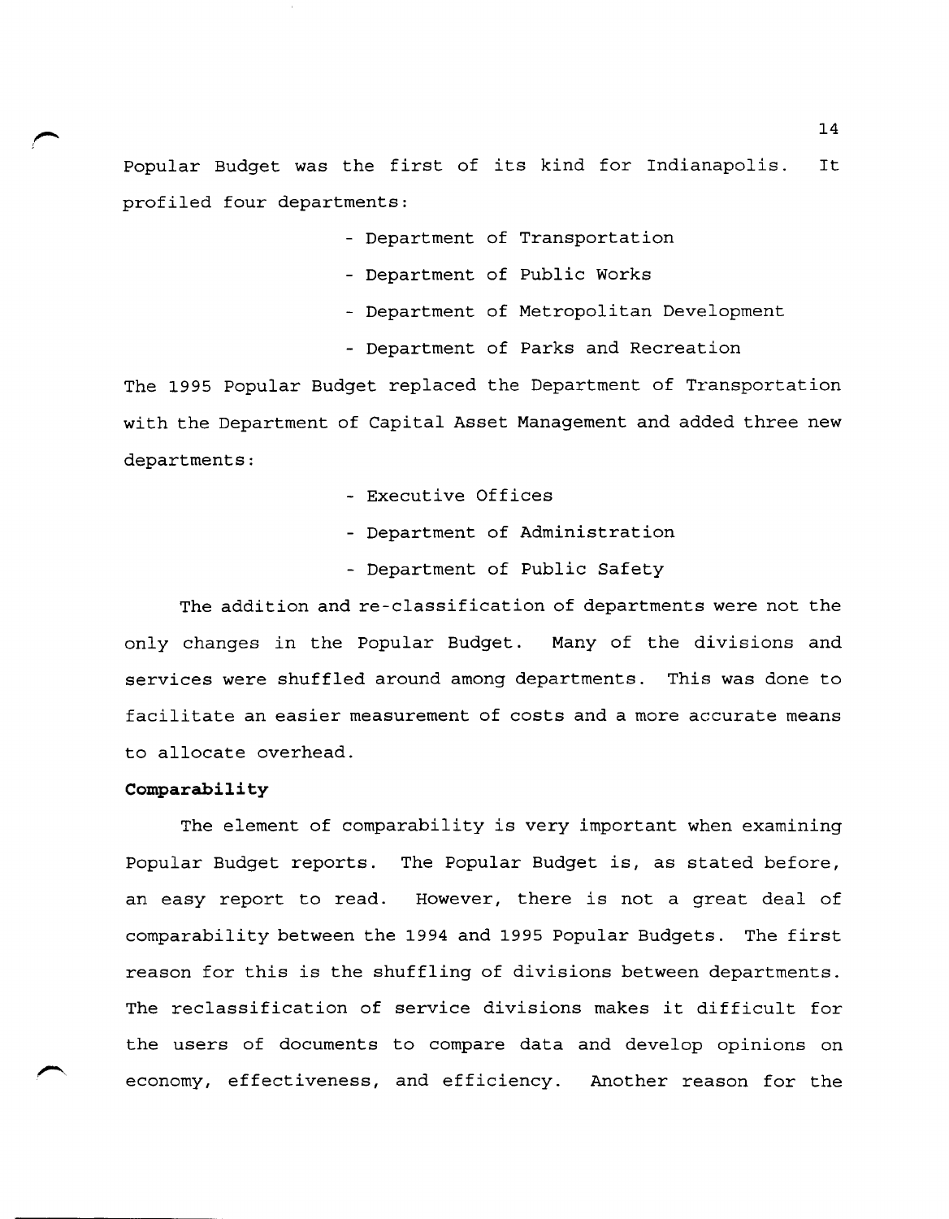Popular Budget was the first of its kind for Indianapolis. It profiled four departments:

- Department of Transportation
- Department of Public Works
- Department of Metropolitan Development
- Department of Parks and Recreation

The 1995 Popular Budget replaced the Department of Transportation with the Department of Capital Asset Management and added three new departments:

- Executive Offices
- Department of Administration
- Department of Public Safety

The addition and re-classification of departments were not the only changes in the Popular Budget. Many of the divisions and services were shuffled around among departments. This was done to facilitate an easier measurement of costs and a more accurate means to allocate overhead.

**Comparability**

The element of comparability is very important when examining Popular Budget reports. The Popular Budget is, as stated before, an easy report to read. However, there is not a great deal of comparability between the 1994 and 1995 Popular Budgets. The first reason for this is the shuffling of divisions between departments. The reclassification of service divisions makes it difficult for the users of documents to compare data and develop opinions on economy, effectiveness, and efficiency. Another reason for the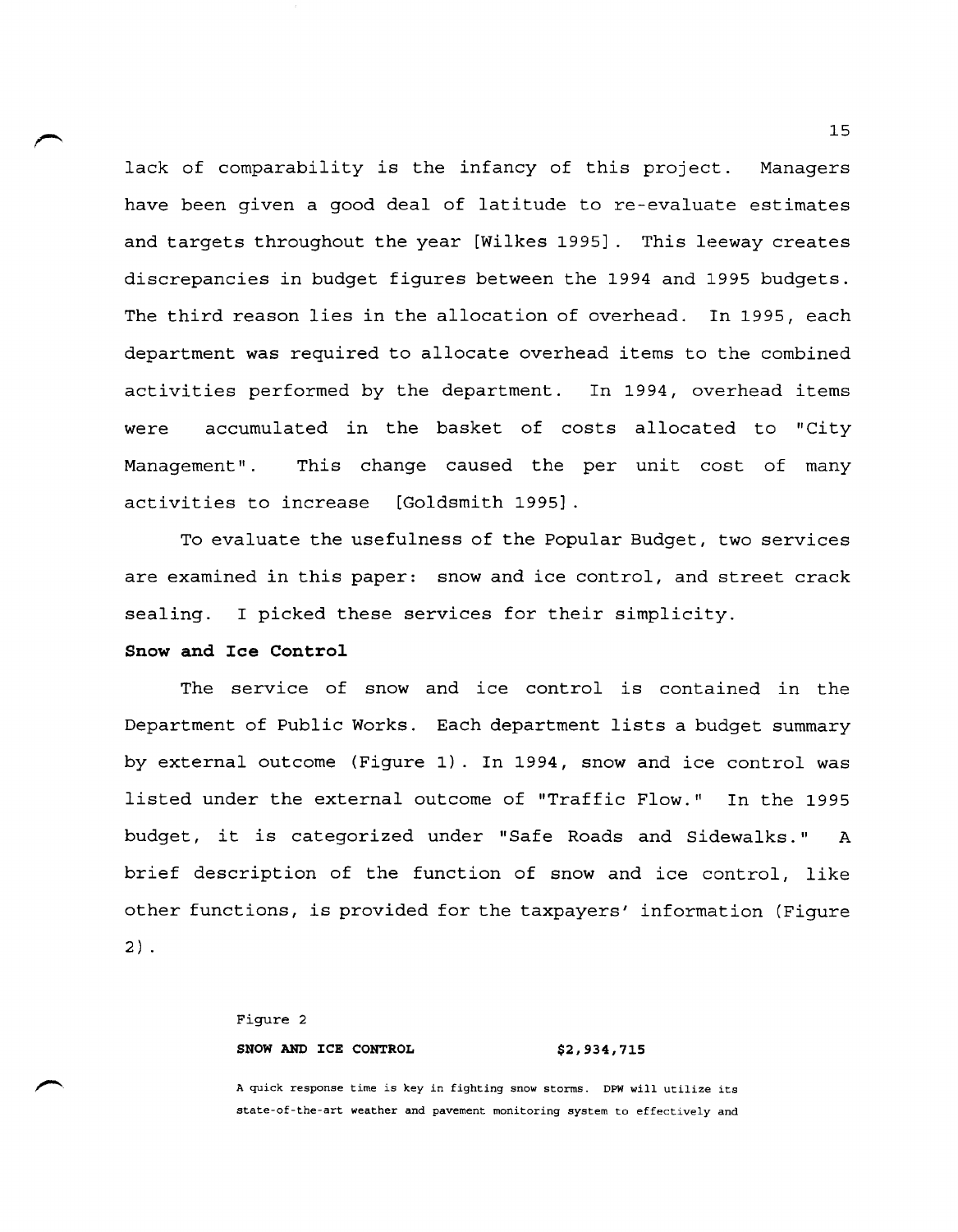lack of comparability is the infancy of this project. Managers have been given a good deal of latitude to re-evaluate estimates and targets throughout the year [Wilkes 1995]. This leeway creates discrepancies in budget figures between the 1994 and 1995 budgets. The third reason lies in the allocation of overhead. In 1995, each department was required to allocate overhead items to the combined activities performed by the department. In 1994, overhead items were accumulated in the basket of costs allocated to "City Management". This change caused the per unit cost of many activities to increase [Goldsmith 1995].

To evaluate the usefulness of the Popular Budget, two services are examined in this paper: snow and ice control, and street crack sealing. I picked these services for their simplicity.

**Snow and Ice Control**

The service of snow and ice control is contained in the Department of Public Works. Each department lists a budget summary by external outcome (Figure 1). In 1994, snow and ice control was listed under the external outcome of "Traffic Flow." In the 1995 budget, it is categorized under "Safe Roads and Sidewalks." A brief description of the function of snow and ice control, like other functions, is provided for the taxpayers' information (Figure 2).

Figure 2

**SNOW AND ICE CONTROL** **$2,934,715**

A quick response time is key in fighting snow storms. DPW will utilize its state-of-the-art weather and pavement monitoring system to effectively and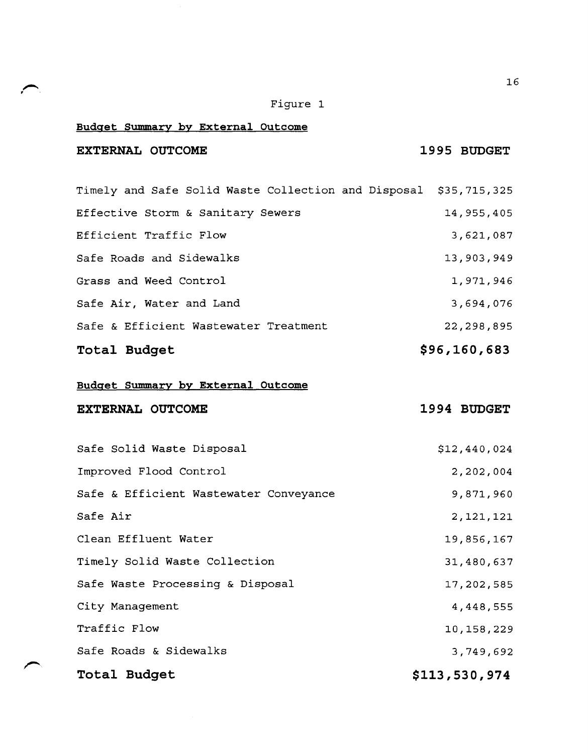Figure 1

**Budget Summary by External Outcome**

| EXTERNAL OUTCOME | 1995 BUDGET |
|---|---|
| Timely and Safe Solid Waste Collection and Disposal | $35,715,325 |
| Effective Storm & Sanitary Sewers | 14,955,405 |
| Efficient Traffic Flow | 3,621,087 |
| Safe Roads and Sidewalks | 13,903,949 |
| Grass and Weed Control | 1,971,946 |
| Safe Air, Water and Land | 3,694,076 |
| Safe & Efficient Wastewater Treatment | 22,298,895 |
| **Total Budget** | **$96,160,683** |

**Budget Summary by External Outcome**

| EXTERNAL OUTCOME | 1994 BUDGET |
|---|---|
| Safe Solid Waste Disposal | $12,440,024 |
| Improved Flood Control | 2,202,004 |
| Safe & Efficient Wastewater Conveyance | 9,871,960 |
| Safe Air | 2,121,121 |
| Clean Effluent Water | 19,856,167 |
| Timely Solid Waste Collection | 31,480,637 |
| Safe Waste Processing & Disposal | 17,202,585 |
| City Management | 4,448,555 |
| Traffic Flow | 10,158,229 |
| Safe Roads & Sidewalks | 3,749,692 |
| **Total Budget** | **$113,530,974** |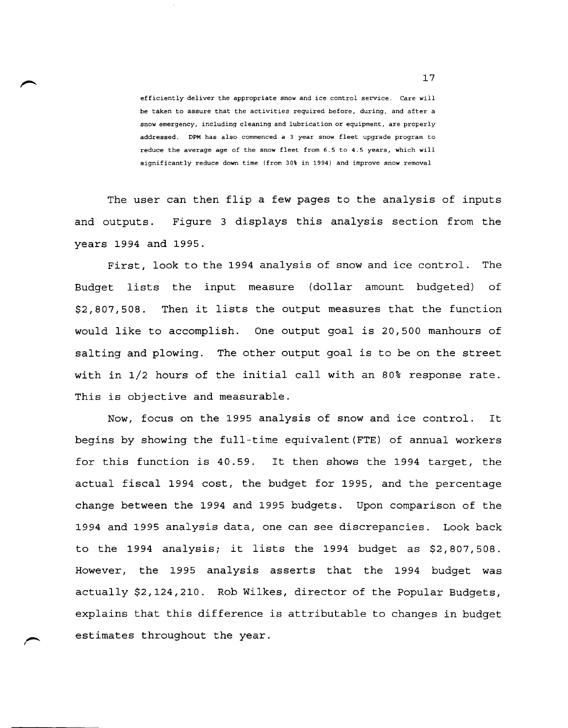efficiently deliver the appropriate snow and ice control service. Care will be taken to assure that the activities required before, during, and after a snow emergency, including cleaning and lubrication or equipment, are properly addressed. DPM has also commenced a 3 year snow fleet upgrade program to reduce the average age of the snow fleet from 6.5 to 4.5 years, which will significantly reduce down time (from 30% in 1994) and improve snow removal

The user can then flip a few pages to the analysis of inputs and outputs. Figure 3 displays this analysis section from the years 1994 and 1995.

First, look to the 1994 analysis of snow and ice control. The Budget lists the input measure (dollar amount budgeted) of $2,807,508. Then it lists the output measures that the function would like to accomplish. One output goal is 20,500 manhours of salting and plowing. The other output goal is to be on the street with in 1/2 hours of the initial call with an 80% response rate. This is objective and measurable.

Now, focus on the 1995 analysis of snow and ice control. It begins by showing the full-time equivalent(FTE) of annual workers for this function is 40.59. It then shows the 1994 target, the actual fiscal 1994 cost, the budget for 1995, and the percentage change between the 1994 and 1995 budgets. Upon comparison of the 1994 and 1995 analysis data, one can see discrepancies. Look back to the 1994 analysis; it lists the 1994 budget as $2,807,508. However, the 1995 analysis asserts that the 1994 budget was actually $2,124,210. Rob Wilkes, director of the Popular Budgets, explains that this difference is attributable to changes in budget estimates throughout the year.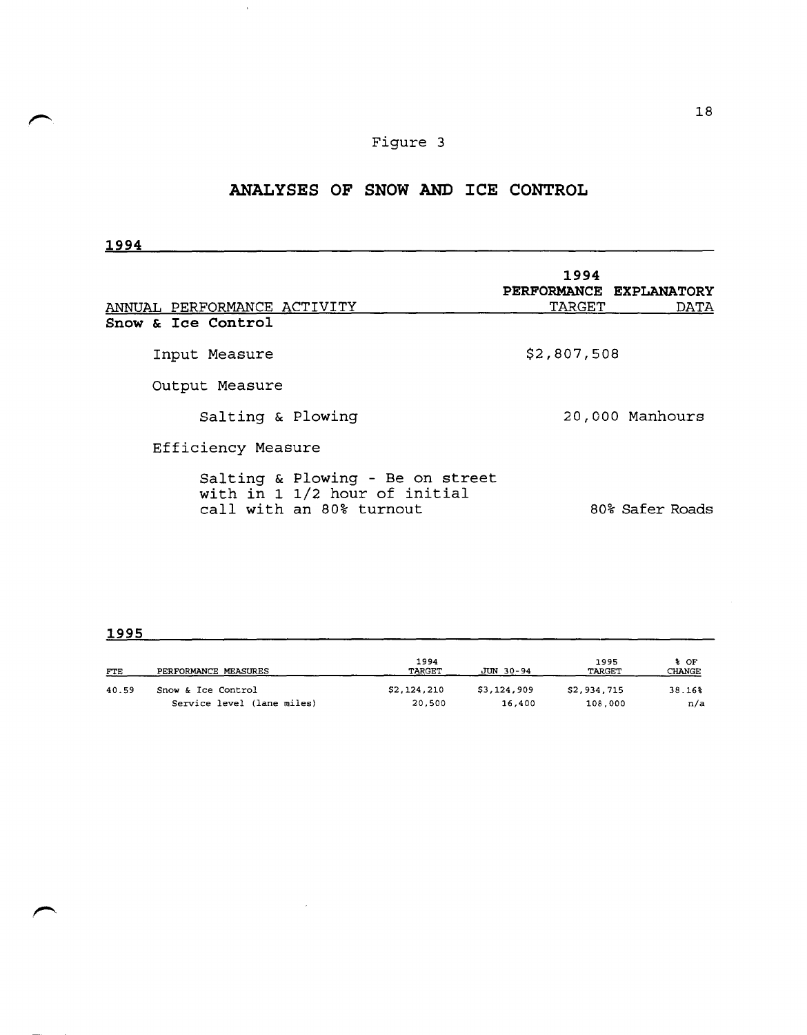Figure 3

# ANALYSES OF SNOW AND ICE CONTROL

**1994**

| ANNUAL PERFORMANCE ACTIVITY | 1994 PERFORMANCE TARGET | EXPLANATORY DATA |
|---|---|---|
| **Snow & Ice Control** | | |
| Input Measure | $2,807,508 | |
| Output Measure | | |
| Salting & Plowing | 20,000 Manhours | |
| Efficiency Measure | | |
| Salting & Plowing - Be on street with in 1 1/2 hour of initial call with an 80% turnout | | 80% Safer Roads |

**1995**

| FTE | PERFORMANCE MEASURES | 1994 TARGET | JUN 30-94 | 1995 TARGET | % OF CHANGE |
|---|---|---|---|---|---|
| 40.59 | Snow & Ice Control | $2,124,210 | $3,124,909 | $2,934,715 | 38.16% |
| | Service level (lane miles) | 20,500 | 16,400 | 108,000 | n/a |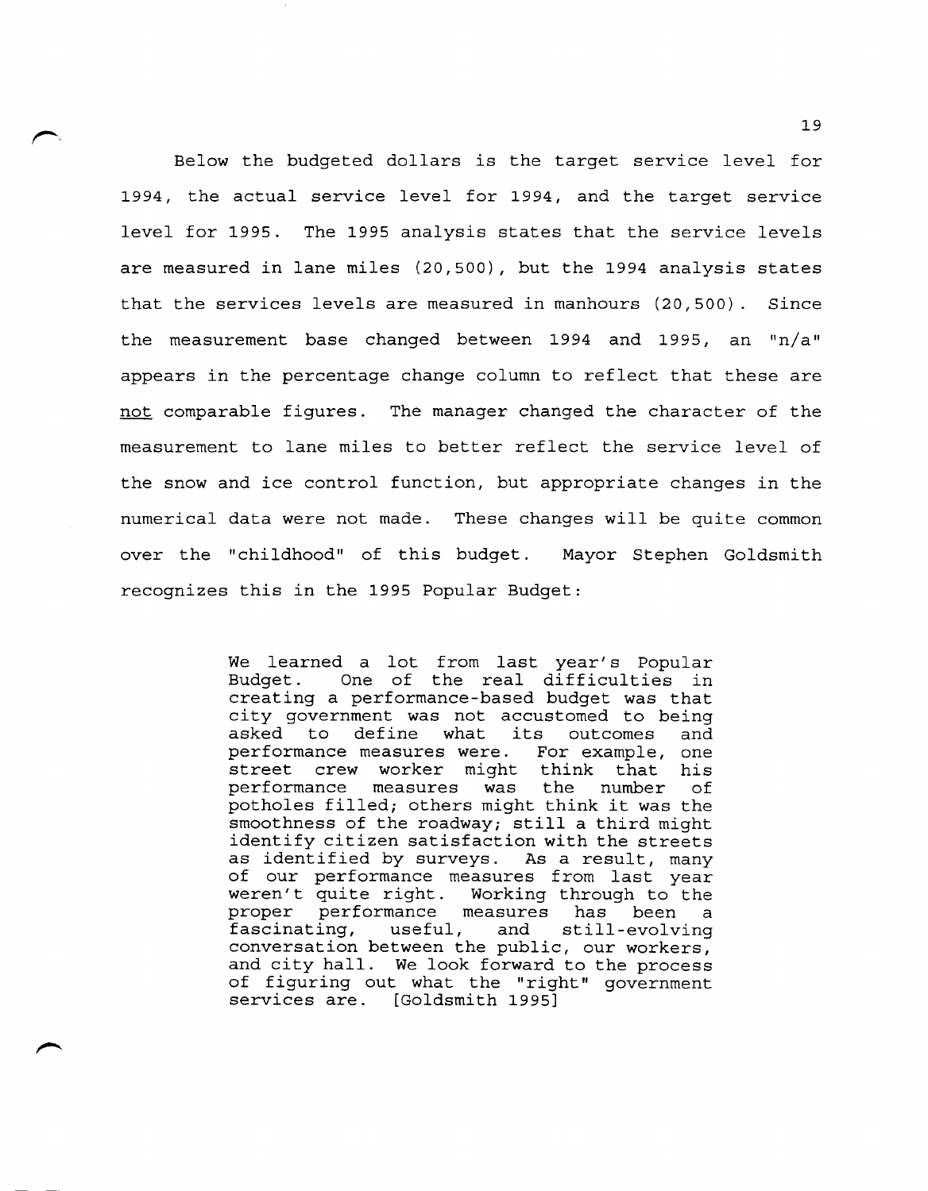Below the budgeted dollars is the target service level for 1994, the actual service level for 1994, and the target service level for 1995. The 1995 analysis states that the service levels are measured in lane miles (20,500), but the 1994 analysis states that the services levels are measured in manhours (20,500). Since the measurement base changed between 1994 and 1995, an "n/a" appears in the percentage change column to reflect that these are <u>not</u> comparable figures. The manager changed the character of the measurement to lane miles to better reflect the service level of the snow and ice control function, but appropriate changes in the numerical data were not made. These changes will be quite common over the "childhood" of this budget. Mayor Stephen Goldsmith recognizes this in the 1995 Popular Budget:

> We learned a lot from last year's Popular Budget. One of the real difficulties in creating a performance-based budget was that city government was not accustomed to being asked to define what its outcomes and performance measures were. For example, one street crew worker might think that his performance measures was the number of potholes filled; others might think it was the smoothness of the roadway; still a third might identify citizen satisfaction with the streets as identified by surveys. As a result, many of our performance measures from last year weren't quite right. Working through to the proper performance measures has been a fascinating, useful, and still-evolving conversation between the public, our workers, and city hall. We look forward to the process of figuring out what the "right" government services are. [Goldsmith 1995]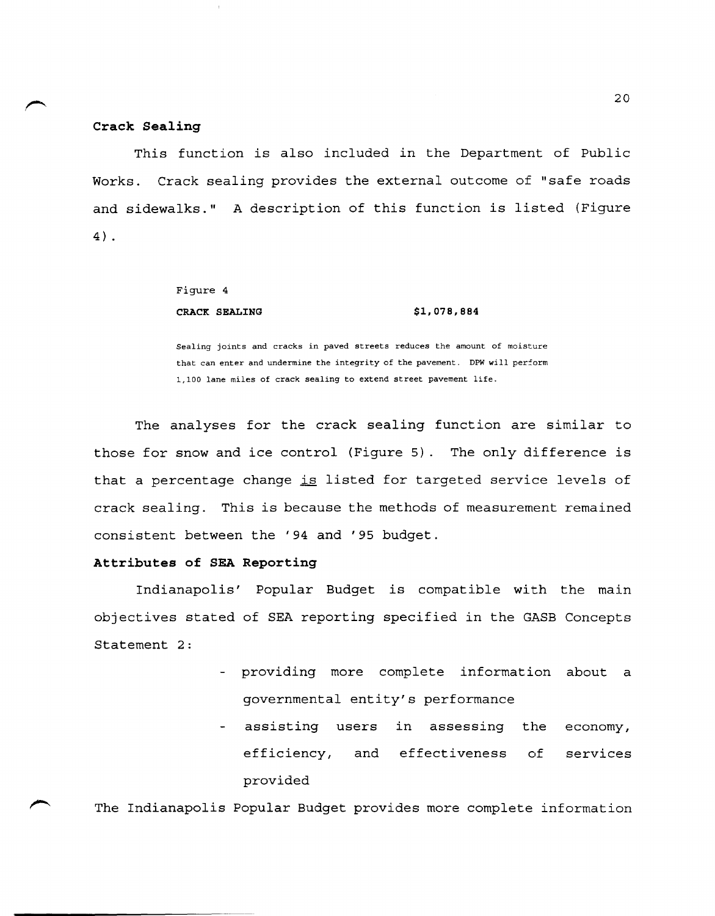**Crack Sealing**

This function is also included in the Department of Public Works. Crack sealing provides the external outcome of "safe roads and sidewalks." A description of this function is listed (Figure 4).

Figure 4

**CRACK SEALING** **$1,078,884**

Sealing joints and cracks in paved streets reduces the amount of moisture that can enter and undermine the integrity of the pavement. DPW will perform 1,100 lane miles of crack sealing to extend street pavement life.

The analyses for the crack sealing function are similar to those for snow and ice control (Figure 5). The only difference is that a percentage change is listed for targeted service levels of crack sealing. This is because the methods of measurement remained consistent between the '94 and '95 budget.

**Attributes of SEA Reporting**

Indianapolis' Popular Budget is compatible with the main objectives stated of SEA reporting specified in the GASB Concepts Statement 2:

- providing more complete information about a governmental entity's performance
- assisting users in assessing the economy, efficiency, and effectiveness of services provided

The Indianapolis Popular Budget provides more complete information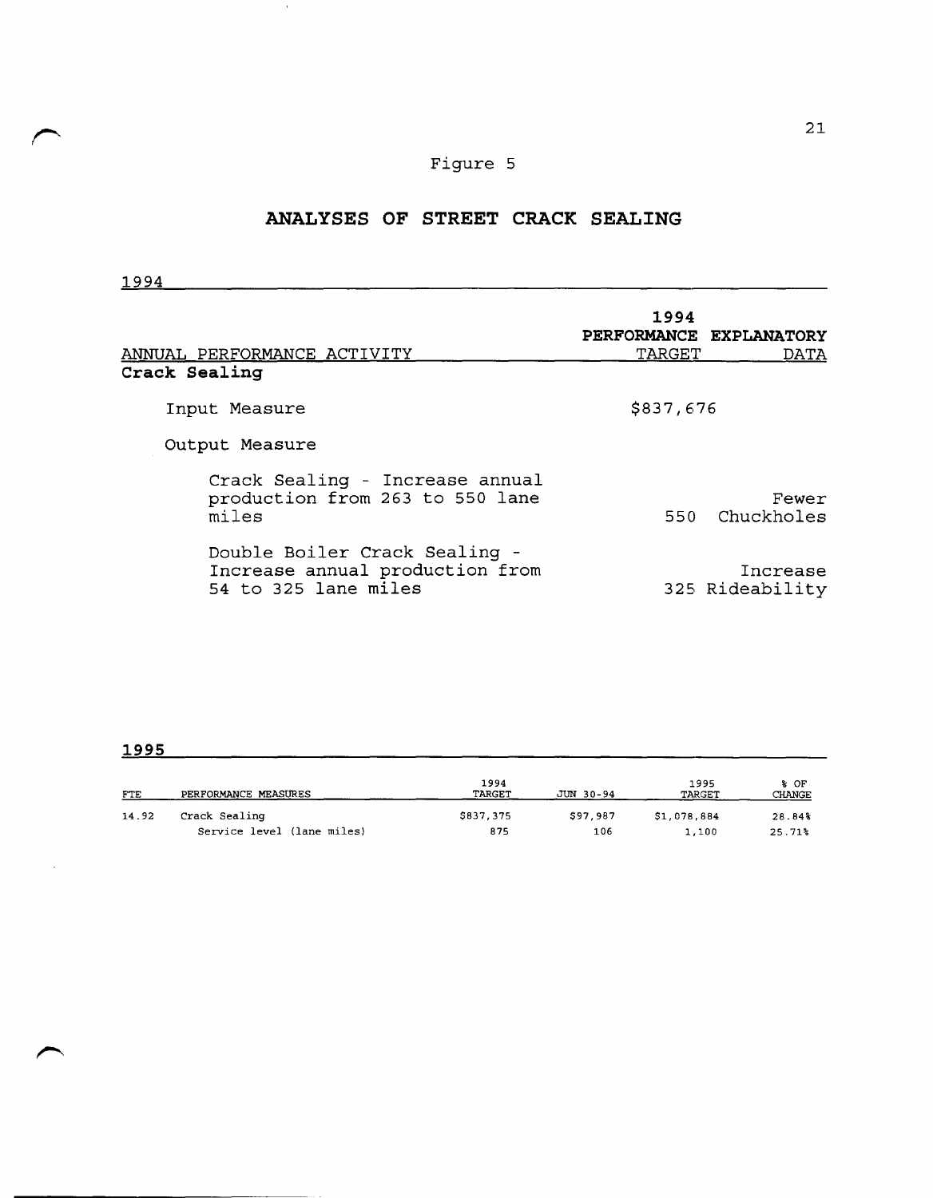Figure 5

# ANALYSES OF STREET CRACK SEALING

## 1994

| ANNUAL PERFORMANCE ACTIVITY | 1994 PERFORMANCE TARGET | EXPLANATORY DATA |
|---|---|---|
| **Crack Sealing** | | |
| Input Measure | $837,676 | |
| Output Measure | | |
| Crack Sealing - Increase annual production from 263 to 550 lane miles | 550 | Fewer Chuckholes |
| Double Boiler Crack Sealing - Increase annual production from 54 to 325 lane miles | 325 | Increase Rideability |

## 1995

| FTE | PERFORMANCE MEASURES | 1994 TARGET | JUN 30-94 | 1995 TARGET | % OF CHANGE |
|---|---|---|---|---|---|
| 14.92 | Crack Sealing | $837,375 | $97,987 | $1,078,884 | 28.84% |
| | Service level (lane miles) | 875 | 106 | 1,100 | 25.71% |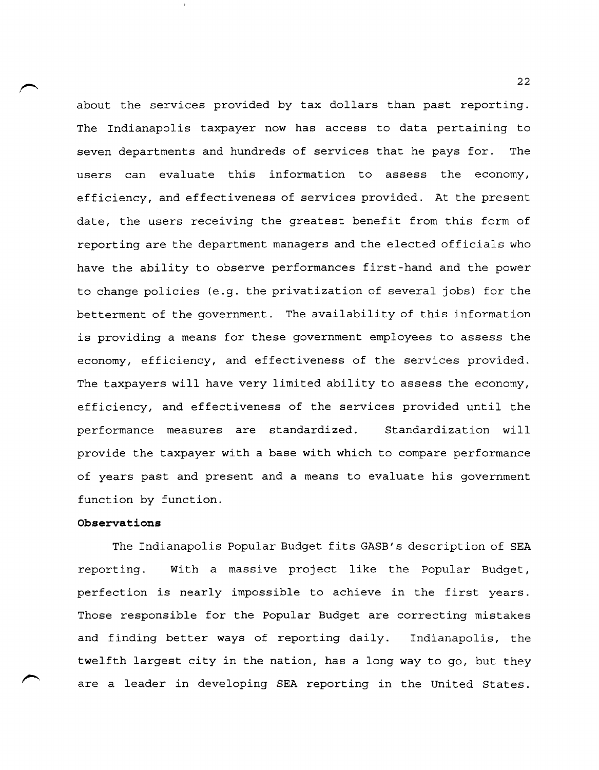about the services provided by tax dollars than past reporting. The Indianapolis taxpayer now has access to data pertaining to seven departments and hundreds of services that he pays for. The users can evaluate this information to assess the economy, efficiency, and effectiveness of services provided. At the present date, the users receiving the greatest benefit from this form of reporting are the department managers and the elected officials who have the ability to observe performances first-hand and the power to change policies (e.g. the privatization of several jobs) for the betterment of the government. The availability of this information is providing a means for these government employees to assess the economy, efficiency, and effectiveness of the services provided. The taxpayers will have very limited ability to assess the economy, efficiency, and effectiveness of the services provided until the performance measures are standardized. Standardization will provide the taxpayer with a base with which to compare performance of years past and present and a means to evaluate his government function by function.

**Observations**

The Indianapolis Popular Budget fits GASB's description of SEA reporting. With a massive project like the Popular Budget, perfection is nearly impossible to achieve in the first years. Those responsible for the Popular Budget are correcting mistakes and finding better ways of reporting daily. Indianapolis, the twelfth largest city in the nation, has a long way to go, but they are a leader in developing SEA reporting in the United States.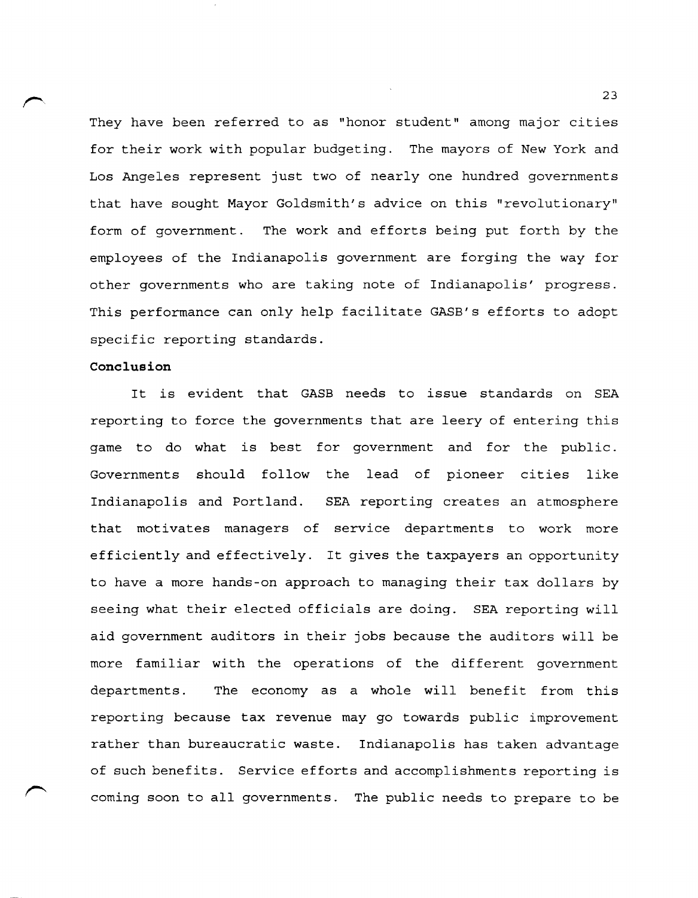They have been referred to as "honor student" among major cities for their work with popular budgeting. The mayors of New York and Los Angeles represent just two of nearly one hundred governments that have sought Mayor Goldsmith's advice on this "revolutionary" form of government. The work and efforts being put forth by the employees of the Indianapolis government are forging the way for other governments who are taking note of Indianapolis' progress. This performance can only help facilitate GASB's efforts to adopt specific reporting standards.

**Conclusion**

It is evident that GASB needs to issue standards on SEA reporting to force the governments that are leery of entering this game to do what is best for government and for the public. Governments should follow the lead of pioneer cities like Indianapolis and Portland. SEA reporting creates an atmosphere that motivates managers of service departments to work more efficiently and effectively. It gives the taxpayers an opportunity to have a more hands-on approach to managing their tax dollars by seeing what their elected officials are doing. SEA reporting will aid government auditors in their jobs because the auditors will be more familiar with the operations of the different government departments. The economy as a whole will benefit from this reporting because tax revenue may go towards public improvement rather than bureaucratic waste. Indianapolis has taken advantage of such benefits. Service efforts and accomplishments reporting is coming soon to all governments. The public needs to prepare to be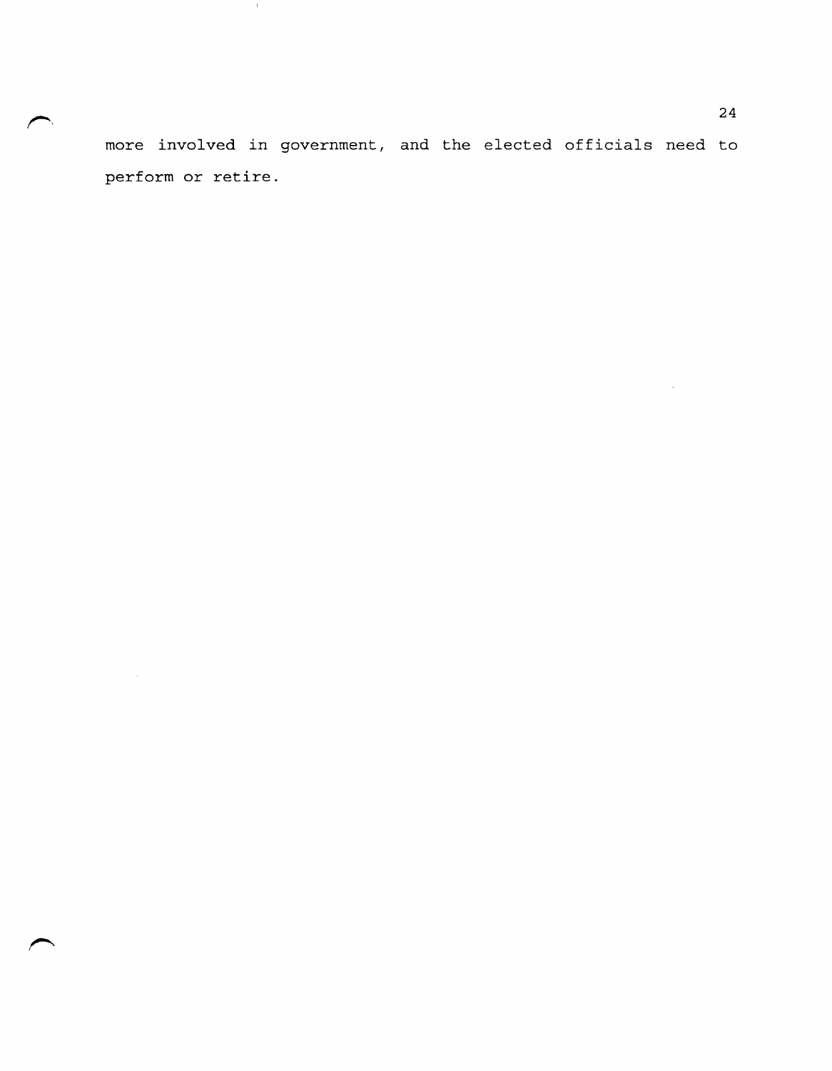more involved in government, and the elected officials need to perform or retire.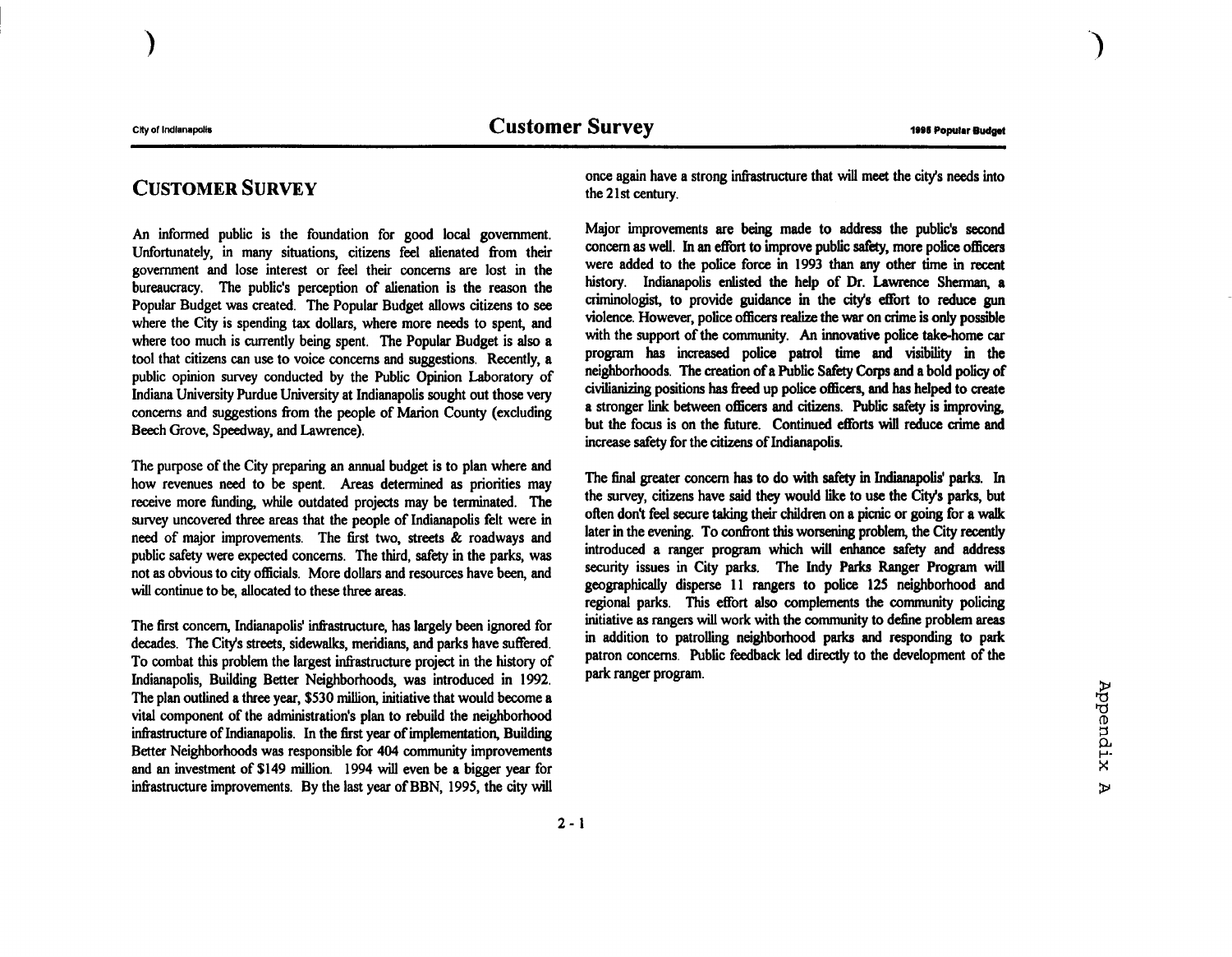## CUSTOMER SURVEY

An informed public is the foundation for good local government. Unfortunately, in many situations, citizens feel alienated from their government and lose interest or feel their concerns are lost in the bureaucracy. The public's perception of alienation is the reason the Popular Budget was created. The Popular Budget allows citizens to see where the City is spending tax dollars, where more needs to spent, and where too much is currently being spent. The Popular Budget is also a tool that citizens can use to voice concerns and suggestions. Recently, a public opinion survey conducted by the Public Opinion Laboratory of Indiana University Purdue University at Indianapolis sought out those very concerns and suggestions from the people of Marion County (excluding Beech Grove, Speedway, and Lawrence).

The purpose of the City preparing an annual budget is to plan where and how revenues need to be spent. Areas determined as priorities may receive more funding, while outdated projects may be terminated. The survey uncovered three areas that the people of Indianapolis felt were in need of major improvements. The first two, streets & roadways and public safety were expected concerns. The third, safety in the parks, was not as obvious to city officials. More dollars and resources have been, and will continue to be, allocated to these three areas.

The first concern, Indianapolis' infrastructure, has largely been ignored for decades. The City's streets, sidewalks, meridians, and parks have suffered. To combat this problem the largest infrastructure project in the history of Indianapolis, Building Better Neighborhoods, was introduced in 1992. The plan outlined a three year, $530 million, initiative that would become a vital component of the administration's plan to rebuild the neighborhood infrastructure of Indianapolis. In the first year of implementation, Building Better Neighborhoods was responsible for 404 community improvements and an investment of $149 million. 1994 will even be a bigger year for infrastructure improvements. By the last year of BBN, 1995, the city will once again have a strong infrastructure that will meet the city's needs into the 21st century.

Major improvements are being made to address the public's second concern as well. In an effort to improve public safety, more police officers were added to the police force in 1993 than any other time in recent history. Indianapolis enlisted the help of Dr. Lawrence Sherman, a criminologist, to provide guidance in the city's effort to reduce gun violence. However, police officers realize the war on crime is only possible with the support of the community. An innovative police take-home car program has increased police patrol time and visibility in the neighborhoods. The creation of a Public Safety Corps and a bold policy of civilianizing positions has freed up police officers, and has helped to create a stronger link between officers and citizens. Public safety is improving, but the focus is on the future. Continued efforts will reduce crime and increase safety for the citizens of Indianapolis.

The final greater concern has to do with safety in Indianapolis' parks. In the survey, citizens have said they would like to use the City's parks, but often don't feel secure taking their children on a picnic or going for a walk later in the evening. To confront this worsening problem, the City recently introduced a ranger program which will enhance safety and address security issues in City parks. The Indy Parks Ranger Program will geographically disperse 11 rangers to police 125 neighborhood and regional parks. This effort also complements the community policing initiative as rangers will work with the community to define problem areas in addition to patrolling neighborhood parks and responding to park patron concerns. Public feedback led directly to the development of the park ranger program.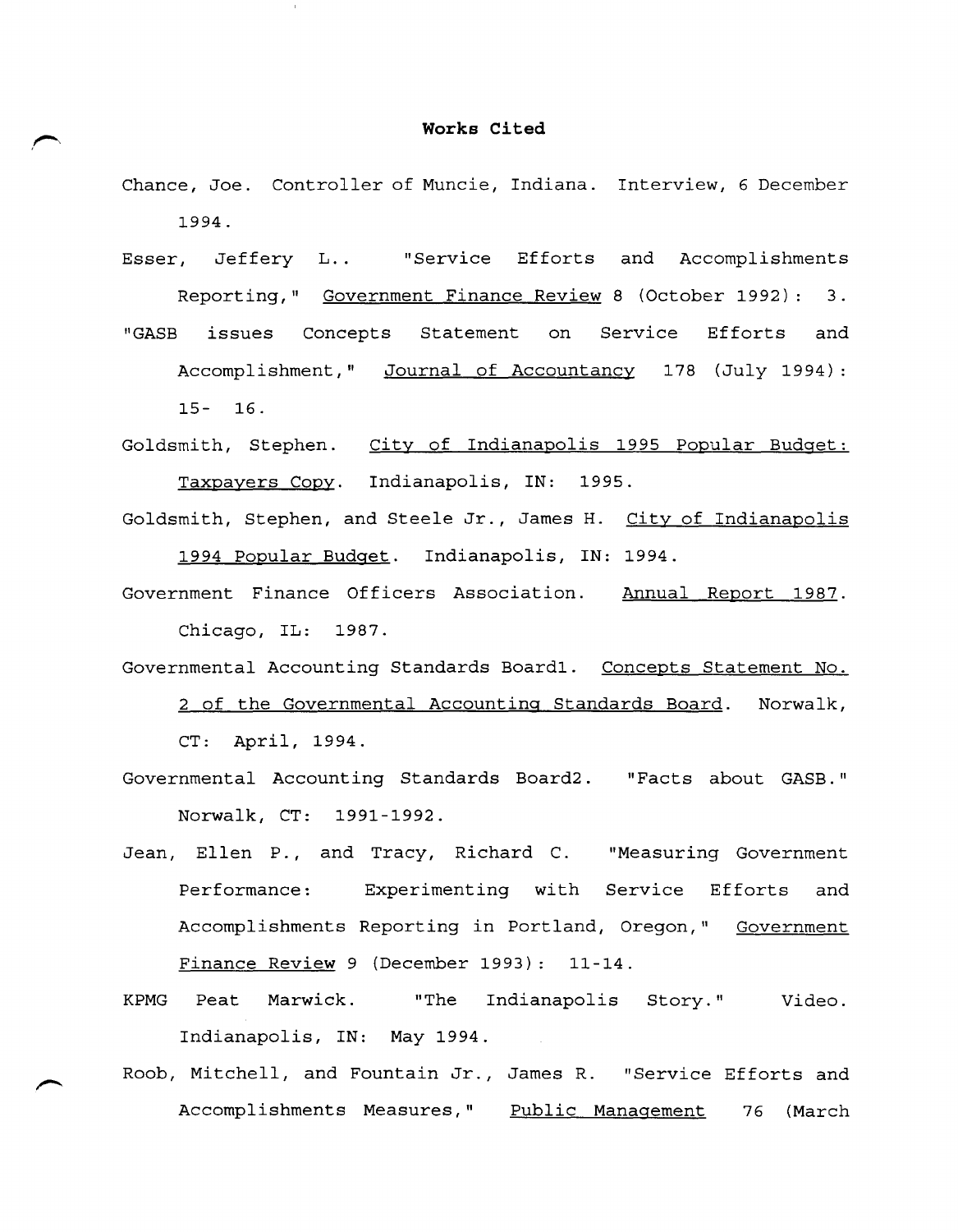# Works Cited

Chance, Joe. Controller of Muncie, Indiana. Interview, 6 December 1994.

Esser, Jeffery L.. "Service Efforts and Accomplishments Reporting," Government Finance Review 8 (October 1992): 3.

"GASB issues Concepts Statement on Service Efforts and Accomplishment," Journal of Accountancy 178 (July 1994): 15- 16.

Goldsmith, Stephen. City of Indianapolis 1995 Popular Budget: Taxpayers Copy. Indianapolis, IN: 1995.

Goldsmith, Stephen, and Steele Jr., James H. City of Indianapolis 1994 Popular Budget. Indianapolis, IN: 1994.

Government Finance Officers Association. Annual Report 1987. Chicago, IL: 1987.

Governmental Accounting Standards Board1. Concepts Statement No. 2 of the Governmental Accounting Standards Board. Norwalk, CT: April, 1994.

Governmental Accounting Standards Board2. "Facts about GASB." Norwalk, CT: 1991-1992.

Jean, Ellen P., and Tracy, Richard C. "Measuring Government Performance: Experimenting with Service Efforts and Accomplishments Reporting in Portland, Oregon," Government Finance Review 9 (December 1993): 11-14.

KPMG Peat Marwick. "The Indianapolis Story." Video. Indianapolis, IN: May 1994.

Roob, Mitchell, and Fountain Jr., James R. "Service Efforts and Accomplishments Measures," Public Management 76 (March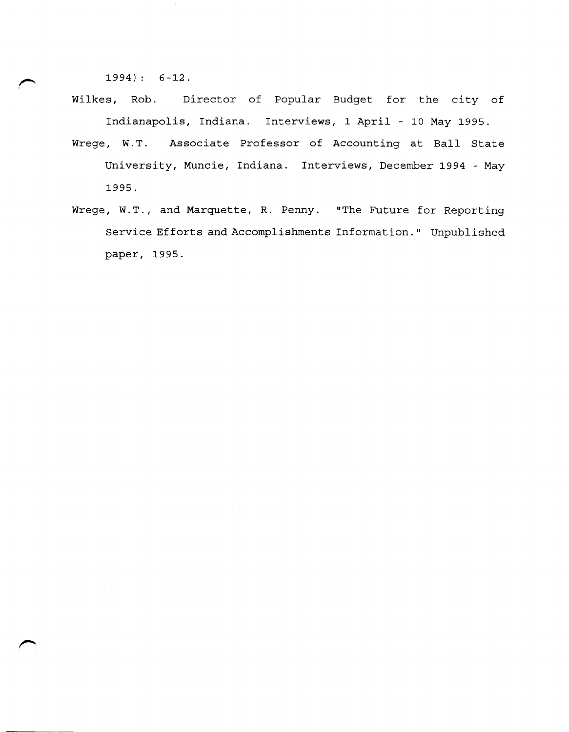1994): 6-12.

Wilkes, Rob. Director of Popular Budget for the city of Indianapolis, Indiana. Interviews, 1 April - 10 May 1995.

Wrege, W.T. Associate Professor of Accounting at Ball State University, Muncie, Indiana. Interviews, December 1994 - May 1995.

Wrege, W.T., and Marquette, R. Penny. "The Future for Reporting Service Efforts and Accomplishments Information." Unpublished paper, 1995.